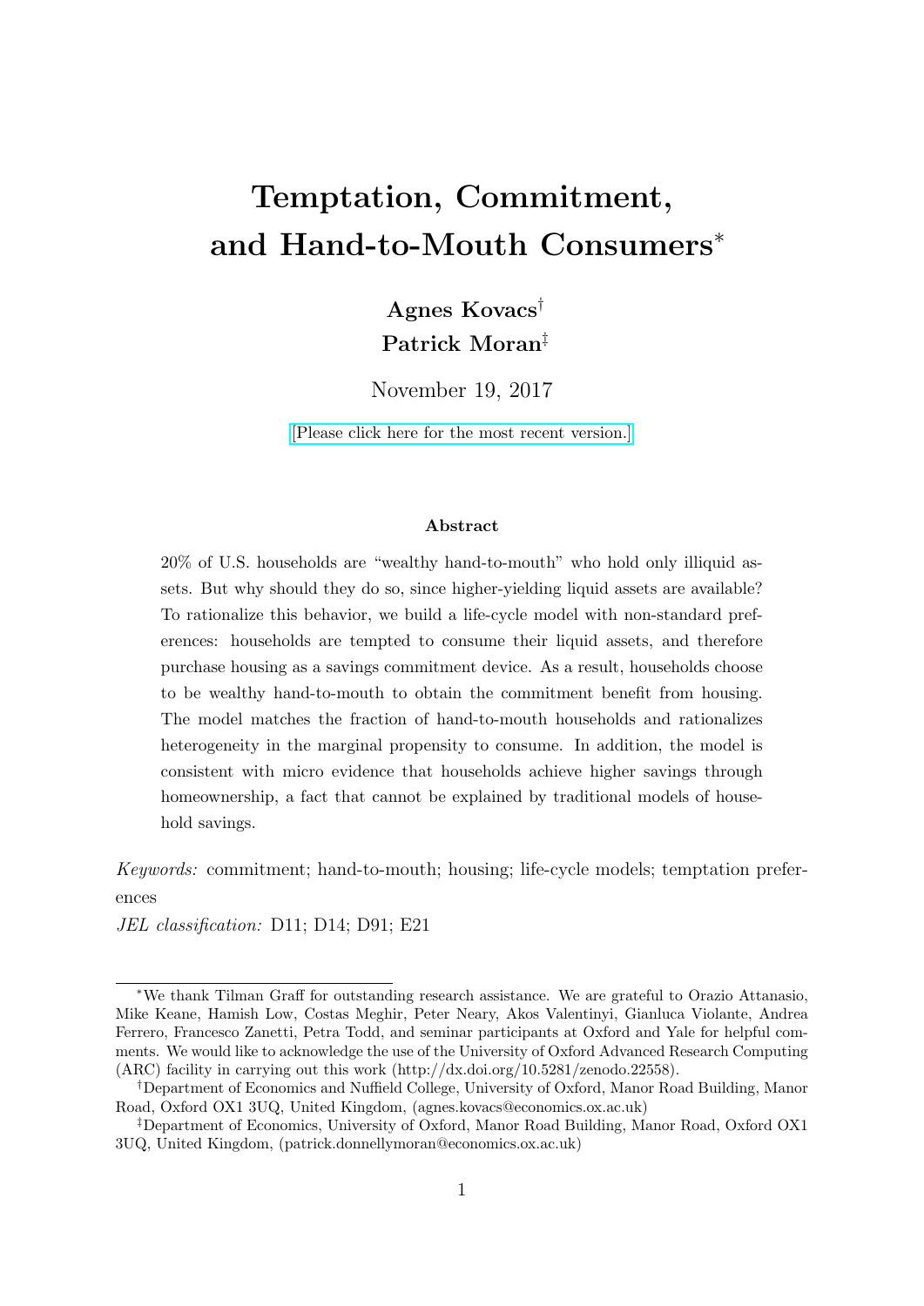# Temptation, Commitment, and Hand-to-Mouth Consumers*

**Agnes Kovacs**[†]
**Patrick Moran**[‡]

November 19, 2017

[Please click here for the most recent version.]

### Abstract

20% of U.S. households are "wealthy hand-to-mouth" who hold only illiquid assets. But why should they do so, since higher-yielding liquid assets are available? To rationalize this behavior, we build a life-cycle model with non-standard preferences: households are tempted to consume their liquid assets, and therefore purchase housing as a savings commitment device. As a result, households choose to be wealthy hand-to-mouth to obtain the commitment benefit from housing. The model matches the fraction of hand-to-mouth households and rationalizes heterogeneity in the marginal propensity to consume. In addition, the model is consistent with micro evidence that households achieve higher savings through homeownership, a fact that cannot be explained by traditional models of household savings.

*Keywords:* commitment; hand-to-mouth; housing; life-cycle models; temptation preferences

*JEL classification:* D11; D14; D91; E21

---

*We thank Tilman Graff for outstanding research assistance. We are grateful to Orazio Attanasio, Mike Keane, Hamish Low, Costas Meghir, Peter Neary, Akos Valentinyi, Gianluca Violante, Andrea Ferrero, Francesco Zanetti, Petra Todd, and seminar participants at Oxford and Yale for helpful comments. We would like to acknowledge the use of the University of Oxford Advanced Research Computing (ARC) facility in carrying out this work (http://dx.doi.org/10.5281/zenodo.22558).

[†]Department of Economics and Nuffield College, University of Oxford, Manor Road Building, Manor Road, Oxford OX1 3UQ, United Kingdom, (agnes.kovacs@economics.ox.ac.uk)

[‡]Department of Economics, University of Oxford, Manor Road Building, Manor Road, Oxford OX1 3UQ, United Kingdom, (patrick.donnellymoran@economics.ox.ac.uk)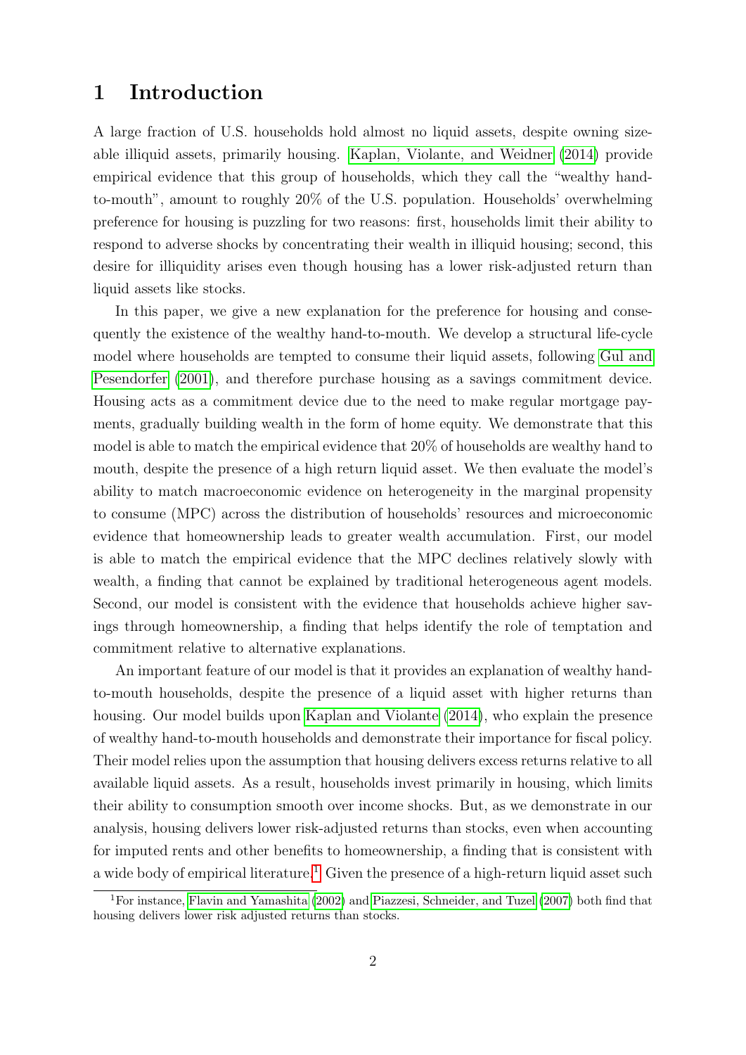# 1 Introduction

A large fraction of U.S. households hold almost no liquid assets, despite owning sizeable illiquid assets, primarily housing. Kaplan, Violante, and Weidner (2014) provide empirical evidence that this group of households, which they call the "wealthy hand-to-mouth", amount to roughly 20% of the U.S. population. Households' overwhelming preference for housing is puzzling for two reasons: first, households limit their ability to respond to adverse shocks by concentrating their wealth in illiquid housing; second, this desire for illiquidity arises even though housing has a lower risk-adjusted return than liquid assets like stocks.

In this paper, we give a new explanation for the preference for housing and consequently the existence of the wealthy hand-to-mouth. We develop a structural life-cycle model where households are tempted to consume their liquid assets, following Gul and Pesendorfer (2001), and therefore purchase housing as a savings commitment device. Housing acts as a commitment device due to the need to make regular mortgage payments, gradually building wealth in the form of home equity. We demonstrate that this model is able to match the empirical evidence that 20% of households are wealthy hand to mouth, despite the presence of a high return liquid asset. We then evaluate the model's ability to match macroeconomic evidence on heterogeneity in the marginal propensity to consume (MPC) across the distribution of households' resources and microeconomic evidence that homeownership leads to greater wealth accumulation. First, our model is able to match the empirical evidence that the MPC declines relatively slowly with wealth, a finding that cannot be explained by traditional heterogeneous agent models. Second, our model is consistent with the evidence that households achieve higher savings through homeownership, a finding that helps identify the role of temptation and commitment relative to alternative explanations.

An important feature of our model is that it provides an explanation of wealthy hand-to-mouth households, despite the presence of a liquid asset with higher returns than housing. Our model builds upon Kaplan and Violante (2014), who explain the presence of wealthy hand-to-mouth households and demonstrate their importance for fiscal policy. Their model relies upon the assumption that housing delivers excess returns relative to all available liquid assets. As a result, households invest primarily in housing, which limits their ability to consumption smooth over income shocks. But, as we demonstrate in our analysis, housing delivers lower risk-adjusted returns than stocks, even when accounting for imputed rents and other benefits to homeownership, a finding that is consistent with a wide body of empirical literature.[1] Given the presence of a high-return liquid asset such

[1] For instance, Flavin and Yamashita (2002) and Piazzesi, Schneider, and Tuzel (2007) both find that housing delivers lower risk adjusted returns than stocks.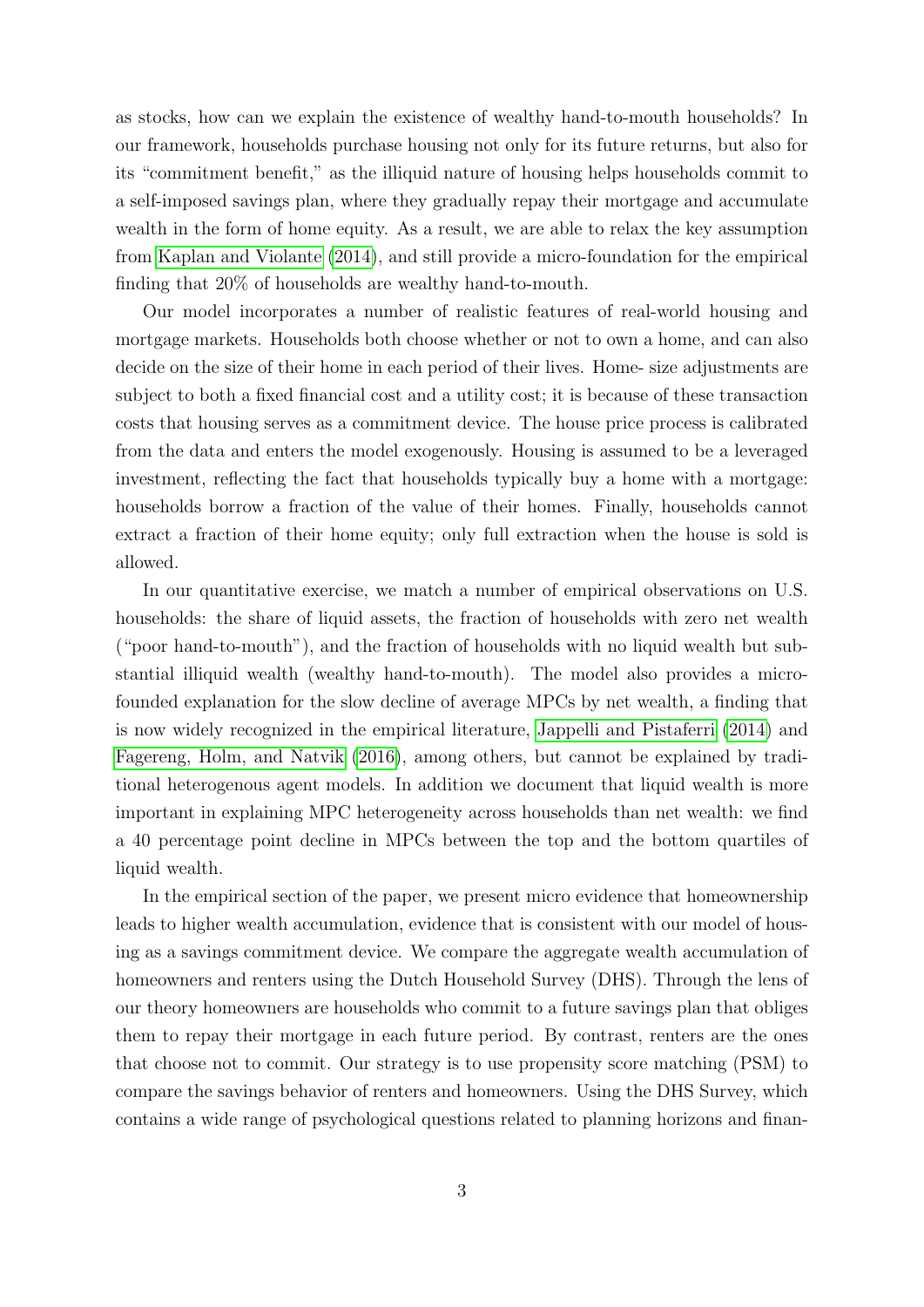as stocks, how can we explain the existence of wealthy hand-to-mouth households? In our framework, households purchase housing not only for its future returns, but also for its "commitment benefit," as the illiquid nature of housing helps households commit to a self-imposed savings plan, where they gradually repay their mortgage and accumulate wealth in the form of home equity. As a result, we are able to relax the key assumption from Kaplan and Violante (2014), and still provide a micro-foundation for the empirical finding that 20% of households are wealthy hand-to-mouth.

Our model incorporates a number of realistic features of real-world housing and mortgage markets. Households both choose whether or not to own a home, and can also decide on the size of their home in each period of their lives. Home- size adjustments are subject to both a fixed financial cost and a utility cost; it is because of these transaction costs that housing serves as a commitment device. The house price process is calibrated from the data and enters the model exogenously. Housing is assumed to be a leveraged investment, reflecting the fact that households typically buy a home with a mortgage: households borrow a fraction of the value of their homes. Finally, households cannot extract a fraction of their home equity; only full extraction when the house is sold is allowed.

In our quantitative exercise, we match a number of empirical observations on U.S. households: the share of liquid assets, the fraction of households with zero net wealth ("poor hand-to-mouth"), and the fraction of households with no liquid wealth but substantial illiquid wealth (wealthy hand-to-mouth). The model also provides a micro-founded explanation for the slow decline of average MPCs by net wealth, a finding that is now widely recognized in the empirical literature, Jappelli and Pistaferri (2014) and Fagereng, Holm, and Natvik (2016), among others, but cannot be explained by traditional heterogenous agent models. In addition we document that liquid wealth is more important in explaining MPC heterogeneity across households than net wealth: we find a 40 percentage point decline in MPCs between the top and the bottom quartiles of liquid wealth.

In the empirical section of the paper, we present micro evidence that homeownership leads to higher wealth accumulation, evidence that is consistent with our model of housing as a savings commitment device. We compare the aggregate wealth accumulation of homeowners and renters using the Dutch Household Survey (DHS). Through the lens of our theory homeowners are households who commit to a future savings plan that obliges them to repay their mortgage in each future period. By contrast, renters are the ones that choose not to commit. Our strategy is to use propensity score matching (PSM) to compare the savings behavior of renters and homeowners. Using the DHS Survey, which contains a wide range of psychological questions related to planning horizons and finan-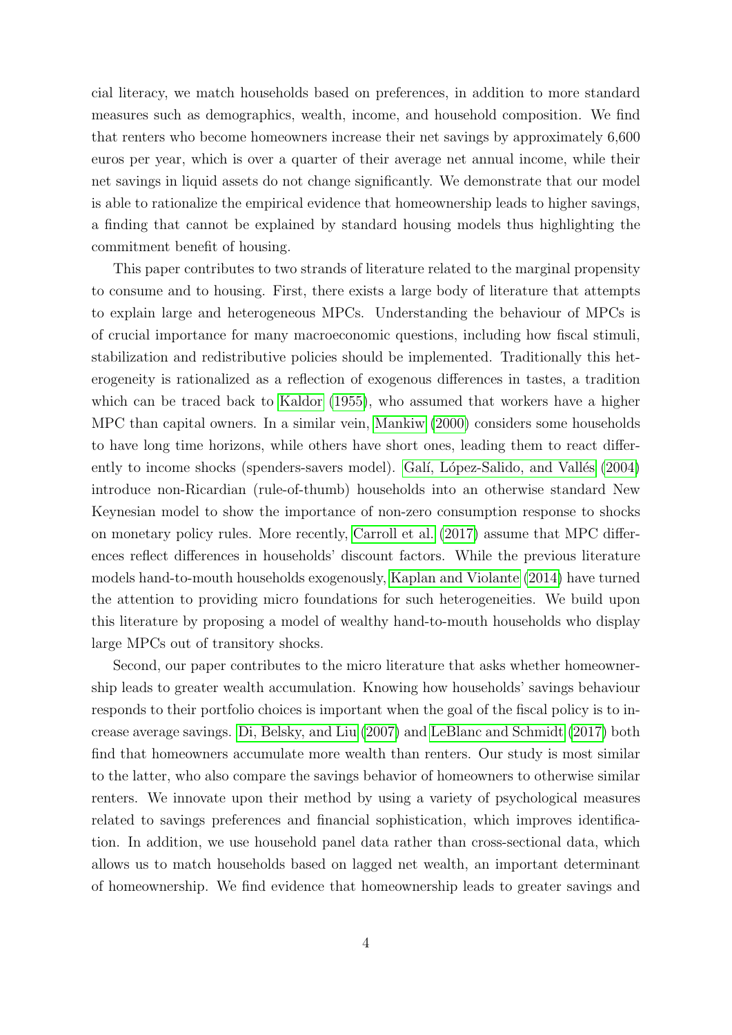cial literacy, we match households based on preferences, in addition to more standard measures such as demographics, wealth, income, and household composition. We find that renters who become homeowners increase their net savings by approximately 6,600 euros per year, which is over a quarter of their average net annual income, while their net savings in liquid assets do not change significantly. We demonstrate that our model is able to rationalize the empirical evidence that homeownership leads to higher savings, a finding that cannot be explained by standard housing models thus highlighting the commitment benefit of housing.

This paper contributes to two strands of literature related to the marginal propensity to consume and to housing. First, there exists a large body of literature that attempts to explain large and heterogeneous MPCs. Understanding the behaviour of MPCs is of crucial importance for many macroeconomic questions, including how fiscal stimuli, stabilization and redistributive policies should be implemented. Traditionally this heterogeneity is rationalized as a reflection of exogenous differences in tastes, a tradition which can be traced back to Kaldor (1955), who assumed that workers have a higher MPC than capital owners. In a similar vein, Mankiw (2000) considers some households to have long time horizons, while others have short ones, leading them to react differently to income shocks (spenders-savers model). Galí, López-Salido, and Vallés (2004) introduce non-Ricardian (rule-of-thumb) households into an otherwise standard New Keynesian model to show the importance of non-zero consumption response to shocks on monetary policy rules. More recently, Carroll et al. (2017) assume that MPC differences reflect differences in households' discount factors. While the previous literature models hand-to-mouth households exogenously, Kaplan and Violante (2014) have turned the attention to providing micro foundations for such heterogeneities. We build upon this literature by proposing a model of wealthy hand-to-mouth households who display large MPCs out of transitory shocks.

Second, our paper contributes to the micro literature that asks whether homeownership leads to greater wealth accumulation. Knowing how households' savings behaviour responds to their portfolio choices is important when the goal of the fiscal policy is to increase average savings. Di, Belsky, and Liu (2007) and LeBlanc and Schmidt (2017) both find that homeowners accumulate more wealth than renters. Our study is most similar to the latter, who also compare the savings behavior of homeowners to otherwise similar renters. We innovate upon their method by using a variety of psychological measures related to savings preferences and financial sophistication, which improves identification. In addition, we use household panel data rather than cross-sectional data, which allows us to match households based on lagged net wealth, an important determinant of homeownership. We find evidence that homeownership leads to greater savings and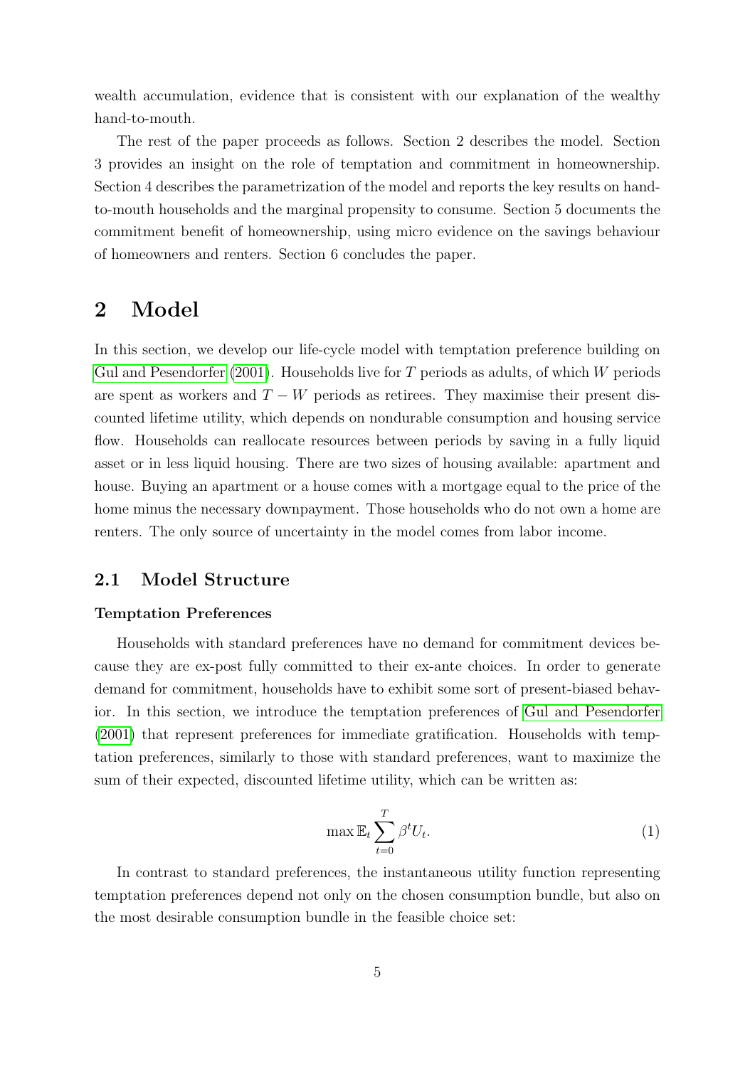wealth accumulation, evidence that is consistent with our explanation of the wealthy hand-to-mouth.

The rest of the paper proceeds as follows. Section 2 describes the model. Section 3 provides an insight on the role of temptation and commitment in homeownership. Section 4 describes the parametrization of the model and reports the key results on hand-to-mouth households and the marginal propensity to consume. Section 5 documents the commitment benefit of homeownership, using micro evidence on the savings behaviour of homeowners and renters. Section 6 concludes the paper.

# 2 Model

In this section, we develop our life-cycle model with temptation preference building on Gul and Pesendorfer (2001). Households live for $T$ periods as adults, of which $W$ periods are spent as workers and $T - W$ periods as retirees. They maximise their present discounted lifetime utility, which depends on nondurable consumption and housing service flow. Households can reallocate resources between periods by saving in a fully liquid asset or in less liquid housing. There are two sizes of housing available: apartment and house. Buying an apartment or a house comes with a mortgage equal to the price of the home minus the necessary downpayment. Those households who do not own a home are renters. The only source of uncertainty in the model comes from labor income.

## 2.1 Model Structure

### Temptation Preferences

Households with standard preferences have no demand for commitment devices because they are ex-post fully committed to their ex-ante choices. In order to generate demand for commitment, households have to exhibit some sort of present-biased behavior. In this section, we introduce the temptation preferences of Gul and Pesendorfer (2001) that represent preferences for immediate gratification. Households with temptation preferences, similarly to those with standard preferences, want to maximize the sum of their expected, discounted lifetime utility, which can be written as:

$$\max \mathbb{E}_t \sum_{t=0}^{T} \beta^t U_t. \tag{1}$$

In contrast to standard preferences, the instantaneous utility function representing temptation preferences depend not only on the chosen consumption bundle, but also on the most desirable consumption bundle in the feasible choice set: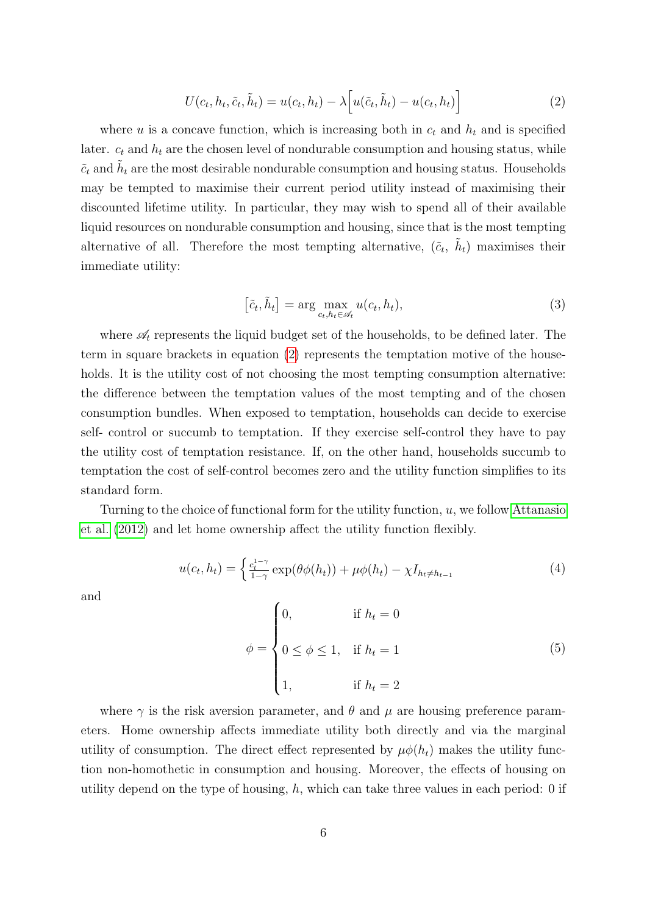$$U(c_t, h_t, \tilde{c}_t, \tilde{h}_t) = u(c_t, h_t) - \lambda\Big[u(\tilde{c}_t, \tilde{h}_t) - u(c_t, h_t)\Big] \tag{2}$$

where $u$ is a concave function, which is increasing both in $c_t$ and $h_t$ and is specified later. $c_t$ and $h_t$ are the chosen level of nondurable consumption and housing status, while $\tilde{c}_t$ and $\tilde{h}_t$ are the most desirable nondurable consumption and housing status. Households may be tempted to maximise their current period utility instead of maximising their discounted lifetime utility. In particular, they may wish to spend all of their available liquid resources on nondurable consumption and housing, since that is the most tempting alternative of all. Therefore the most tempting alternative, $(\tilde{c}_t,\ \tilde{h}_t)$ maximises their immediate utility:

$$\left[\tilde{c}_t, \tilde{h}_t\right] = \arg \max_{c_t, h_t \in \mathscr{A}_t} u(c_t, h_t), \tag{3}$$

where $\mathscr{A}_t$ represents the liquid budget set of the households, to be defined later. The term in square brackets in equation (2) represents the temptation motive of the households. It is the utility cost of not choosing the most tempting consumption alternative: the difference between the temptation values of the most tempting and of the chosen consumption bundles. When exposed to temptation, households can decide to exercise self- control or succumb to temptation. If they exercise self-control they have to pay the utility cost of temptation resistance. If, on the other hand, households succumb to temptation the cost of self-control becomes zero and the utility function simplifies to its standard form.

Turning to the choice of functional form for the utility function, $u$, we follow Attanasio et al. (2012) and let home ownership affect the utility function flexibly.

$$u(c_t, h_t) = \left\{ \frac{c_t^{1-\gamma}}{1-\gamma} \exp(\theta\phi(h_t)) + \mu\phi(h_t) - \chi I_{h_t \neq h_{t-1}} \right. \tag{4}$$

and

$$\phi = \begin{cases} 0, & \text{if } h_t = 0 \\ 0 \leq \phi \leq 1, & \text{if } h_t = 1 \\ 1, & \text{if } h_t = 2 \end{cases} \tag{5}$$

where $\gamma$ is the risk aversion parameter, and $\theta$ and $\mu$ are housing preference parameters. Home ownership affects immediate utility both directly and via the marginal utility of consumption. The direct effect represented by $\mu\phi(h_t)$ makes the utility function non-homothetic in consumption and housing. Moreover, the effects of housing on utility depend on the type of housing, $h$, which can take three values in each period: 0 if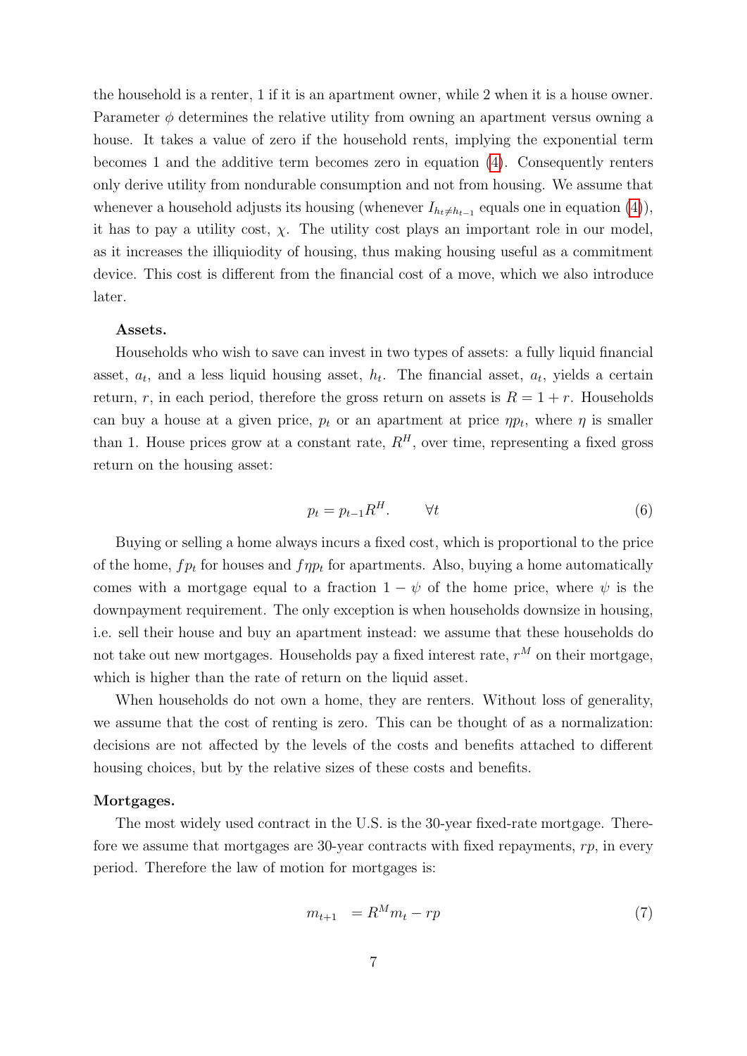the household is a renter, 1 if it is an apartment owner, while 2 when it is a house owner. Parameter $\phi$ determines the relative utility from owning an apartment versus owning a house. It takes a value of zero if the household rents, implying the exponential term becomes 1 and the additive term becomes zero in equation (4). Consequently renters only derive utility from nondurable consumption and not from housing. We assume that whenever a household adjusts its housing (whenever $I_{h_t \neq h_{t-1}}$ equals one in equation (4)), it has to pay a utility cost, $\chi$. The utility cost plays an important role in our model, as it increases the illiquiodity of housing, thus making housing useful as a commitment device. This cost is different from the financial cost of a move, which we also introduce later.

**Assets.**

Households who wish to save can invest in two types of assets: a fully liquid financial asset, $a_t$, and a less liquid housing asset, $h_t$. The financial asset, $a_t$, yields a certain return, $r$, in each period, therefore the gross return on assets is $R = 1 + r$. Households can buy a house at a given price, $p_t$ or an apartment at price $\eta p_t$, where $\eta$ is smaller than 1. House prices grow at a constant rate, $R^H$, over time, representing a fixed gross return on the housing asset:

$$p_t = p_{t-1} R^H. \qquad \forall t \tag{6}$$

Buying or selling a home always incurs a fixed cost, which is proportional to the price of the home, $f p_t$ for houses and $f \eta p_t$ for apartments. Also, buying a home automatically comes with a mortgage equal to a fraction $1 - \psi$ of the home price, where $\psi$ is the downpayment requirement. The only exception is when households downsize in housing, i.e. sell their house and buy an apartment instead: we assume that these households do not take out new mortgages. Households pay a fixed interest rate, $r^M$ on their mortgage, which is higher than the rate of return on the liquid asset.

When households do not own a home, they are renters. Without loss of generality, we assume that the cost of renting is zero. This can be thought of as a normalization: decisions are not affected by the levels of the costs and benefits attached to different housing choices, but by the relative sizes of these costs and benefits.

**Mortgages.**

The most widely used contract in the U.S. is the 30-year fixed-rate mortgage. Therefore we assume that mortgages are 30-year contracts with fixed repayments, $rp$, in every period. Therefore the law of motion for mortgages is:

$$m_{t+1} = R^M m_t - rp \tag{7}$$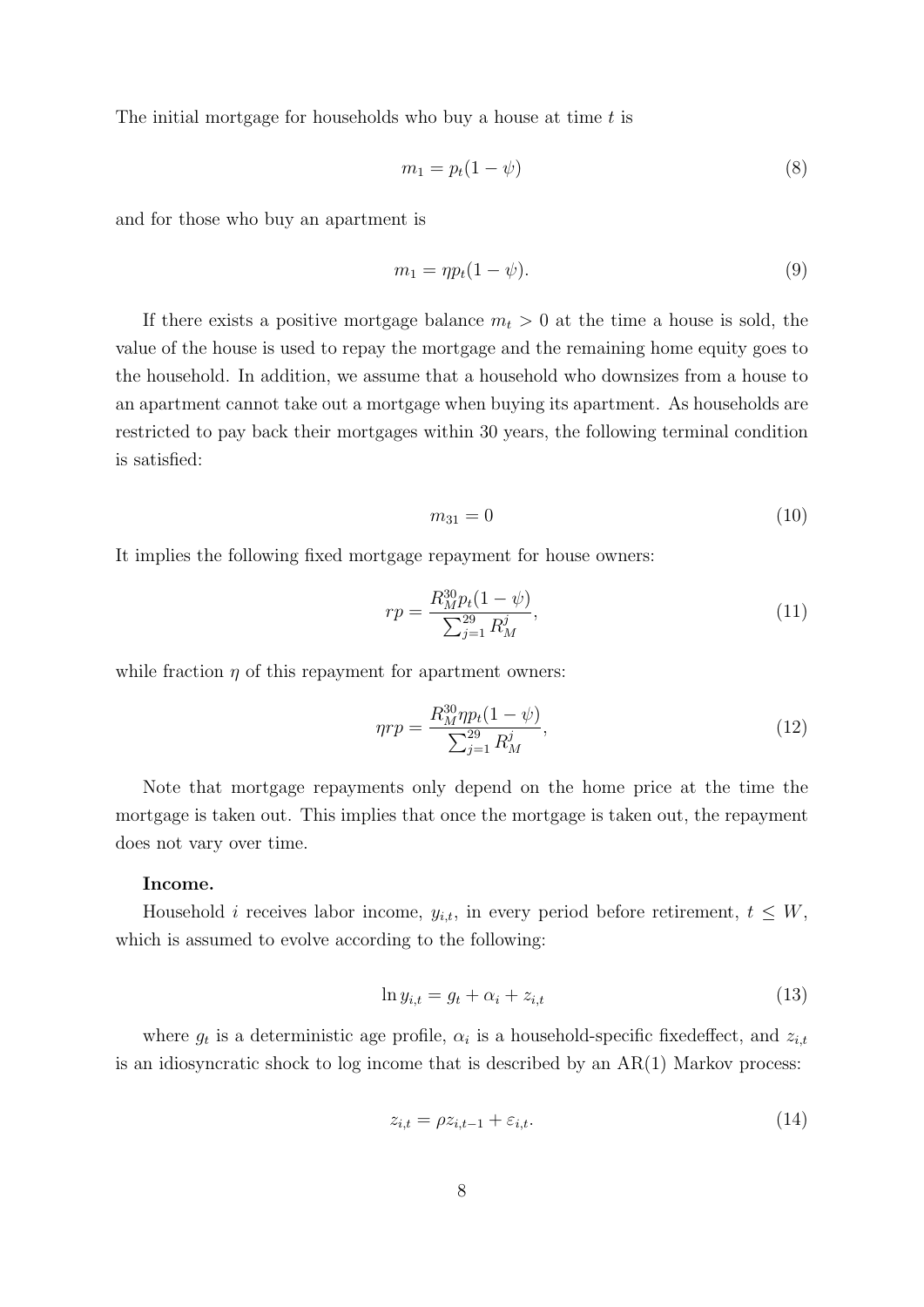The initial mortgage for households who buy a house at time $t$ is

$$m_1 = p_t(1 - \psi) \tag{8}$$

and for those who buy an apartment is

$$m_1 = \eta p_t(1 - \psi). \tag{9}$$

If there exists a positive mortgage balance $m_t > 0$ at the time a house is sold, the value of the house is used to repay the mortgage and the remaining home equity goes to the household. In addition, we assume that a household who downsizes from a house to an apartment cannot take out a mortgage when buying its apartment. As households are restricted to pay back their mortgages within 30 years, the following terminal condition is satisfied:

$$m_{31} = 0 \tag{10}$$

It implies the following fixed mortgage repayment for house owners:

$$rp = \frac{R_M^{30} p_t(1 - \psi)}{\sum_{j=1}^{29} R_M^j}, \tag{11}$$

while fraction $\eta$ of this repayment for apartment owners:

$$\eta rp = \frac{R_M^{30} \eta p_t(1 - \psi)}{\sum_{j=1}^{29} R_M^j}, \tag{12}$$

Note that mortgage repayments only depend on the home price at the time the mortgage is taken out. This implies that once the mortgage is taken out, the repayment does not vary over time.

**Income.**

Household $i$ receives labor income, $y_{i,t}$, in every period before retirement, $t \leq W$, which is assumed to evolve according to the following:

$$\ln y_{i,t} = g_t + \alpha_i + z_{i,t} \tag{13}$$

where $g_t$ is a deterministic age profile, $\alpha_i$ is a household-specific fixedeffect, and $z_{i,t}$ is an idiosyncratic shock to log income that is described by an AR(1) Markov process:

$$z_{i,t} = \rho z_{i,t-1} + \varepsilon_{i,t}. \tag{14}$$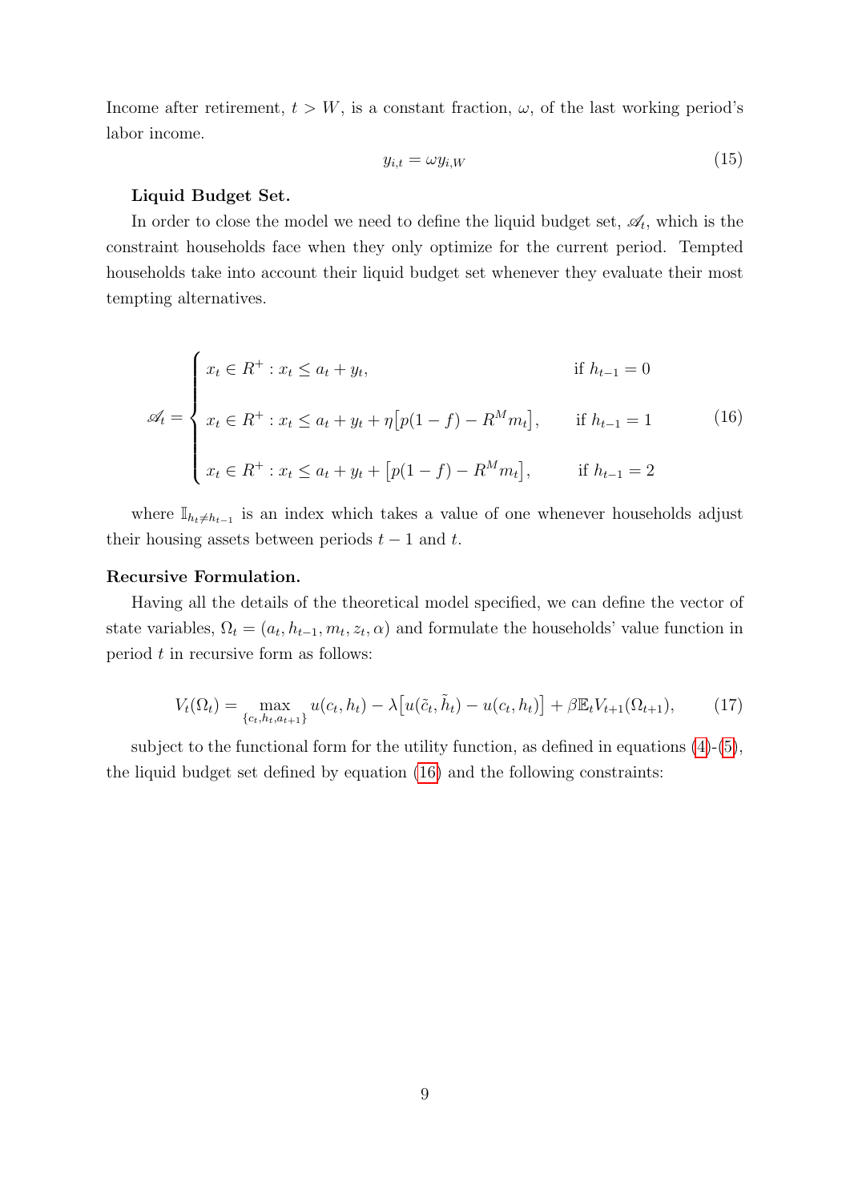Income after retirement, $t > W$, is a constant fraction, $\omega$, of the last working period's labor income.

$$y_{i,t} = \omega y_{i,W} \tag{15}$$

**Liquid Budget Set.**

In order to close the model we need to define the liquid budget set, $\mathscr{A}_t$, which is the constraint households face when they only optimize for the current period. Tempted households take into account their liquid budget set whenever they evaluate their most tempting alternatives.

$$\mathscr{A}_t = \begin{cases} x_t \in R^+ : x_t \leq a_t + y_t, & \text{if } h_{t-1} = 0 \\ x_t \in R^+ : x_t \leq a_t + y_t + \eta\big[p(1-f) - R^M m_t\big], & \text{if } h_{t-1} = 1 \\ x_t \in R^+ : x_t \leq a_t + y_t + \big[p(1-f) - R^M m_t\big], & \text{if } h_{t-1} = 2 \end{cases} \tag{16}$$

where $\mathbb{I}_{h_t \neq h_{t-1}}$ is an index which takes a value of one whenever households adjust their housing assets between periods $t-1$ and $t$.

**Recursive Formulation.**

Having all the details of the theoretical model specified, we can define the vector of state variables, $\Omega_t = (a_t, h_{t-1}, m_t, z_t, \alpha)$ and formulate the households' value function in period $t$ in recursive form as follows:

$$V_t(\Omega_t) = \max_{\{c_t, h_t, a_{t+1}\}} u(c_t, h_t) - \lambda\big[u(\tilde{c}_t, \tilde{h}_t) - u(c_t, h_t)\big] + \beta \mathbb{E}_t V_{t+1}(\Omega_{t+1}), \tag{17}$$

subject to the functional form for the utility function, as defined in equations (4)-(5), the liquid budget set defined by equation (16) and the following constraints: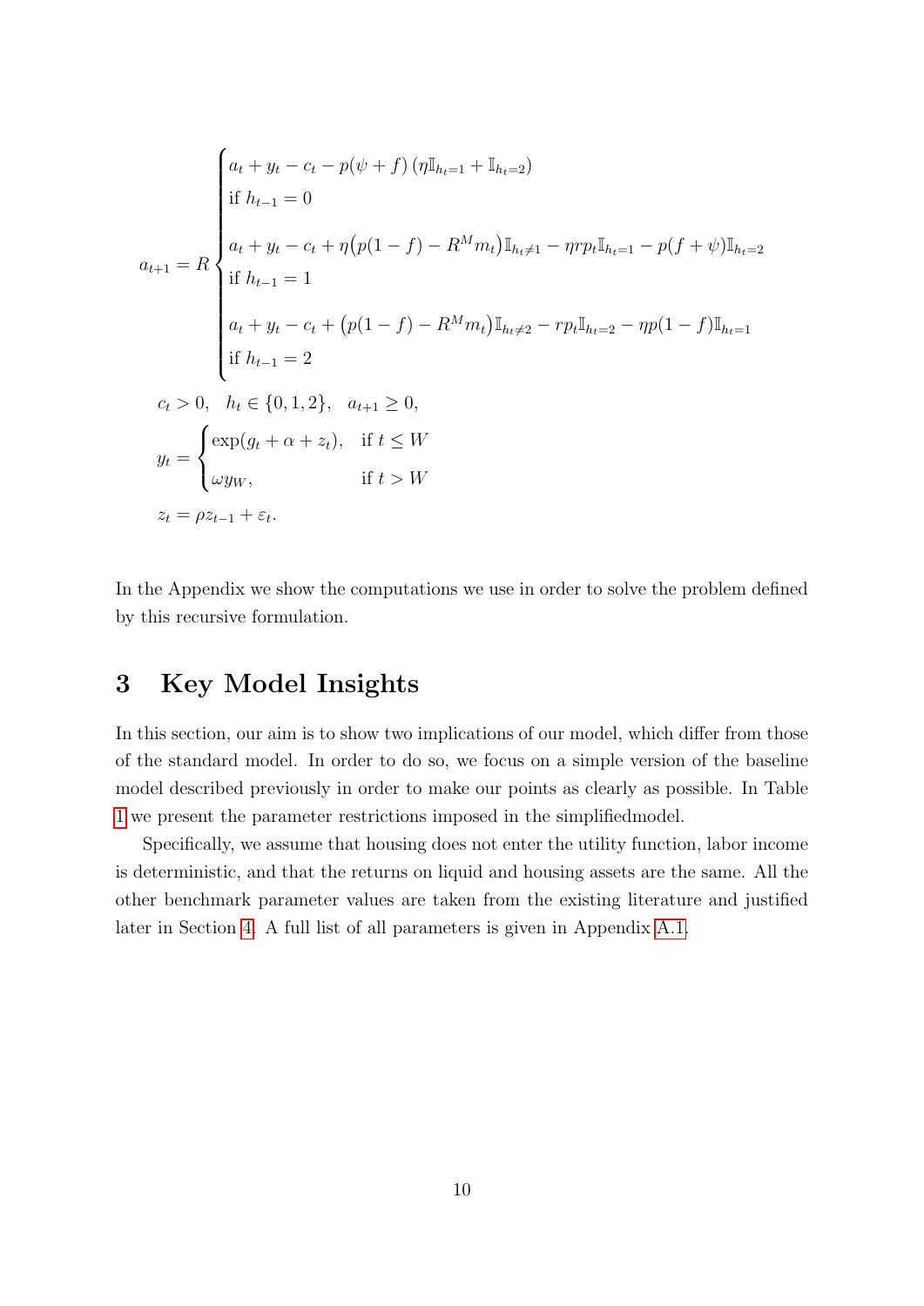$$
a_{t+1} = R \begin{cases} a_t + y_t - c_t - p(\psi + f)\left(\eta \mathbb{I}_{h_t=1} + \mathbb{I}_{h_t=2}\right) \\ \text{if } h_{t-1} = 0 \\ \\ a_t + y_t - c_t + \eta\big(p(1-f) - R^M m_t\big)\mathbb{I}_{h_t \neq 1} - \eta r p_t \mathbb{I}_{h_t=1} - p(f+\psi)\mathbb{I}_{h_t=2} \\ \text{if } h_{t-1} = 1 \\ \\ a_t + y_t - c_t + \big(p(1-f) - R^M m_t\big)\mathbb{I}_{h_t \neq 2} - r p_t \mathbb{I}_{h_t=2} - \eta p(1-f)\mathbb{I}_{h_t=1} \\ \text{if } h_{t-1} = 2 \end{cases}
$$

$$
c_t > 0, \quad h_t \in \{0, 1, 2\}, \quad a_{t+1} \geq 0,
$$

$$
y_t = \begin{cases} \exp(g_t + \alpha + z_t), & \text{if } t \leq W \\ \omega y_W, & \text{if } t > W \end{cases}
$$

$$
z_t = \rho z_{t-1} + \varepsilon_t.
$$

In the Appendix we show the computations we use in order to solve the problem defined by this recursive formulation.

# 3 Key Model Insights

In this section, our aim is to show two implications of our model, which differ from those of the standard model. In order to do so, we focus on a simple version of the baseline model described previously in order to make our points as clearly as possible. In Table 1 we present the parameter restrictions imposed in the simplifiedmodel.

Specifically, we assume that housing does not enter the utility function, labor income is deterministic, and that the returns on liquid and housing assets are the same. All the other benchmark parameter values are taken from the existing literature and justified later in Section 4. A full list of all parameters is given in Appendix A.1.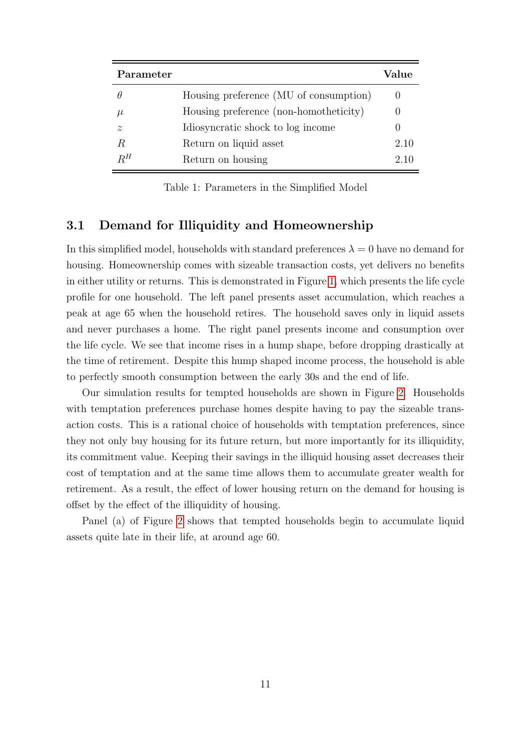| Parameter | | Value |
|---|---|---|
| $\theta$ | Housing preference (MU of consumption) | 0 |
| $\mu$ | Housing preference (non-homotheticity) | 0 |
| $z$ | Idiosyncratic shock to log income | 0 |
| $R$ | Return on liquid asset | 2.10 |
| $R^H$ | Return on housing | 2.10 |

Table 1: Parameters in the Simplified Model

### 3.1 Demand for Illiquidity and Homeownership

In this simplified model, households with standard preferences $\lambda = 0$ have no demand for housing. Homeownership comes with sizeable transaction costs, yet delivers no benefits in either utility or returns. This is demonstrated in Figure 1, which presents the life cycle profile for one household. The left panel presents asset accumulation, which reaches a peak at age 65 when the household retires. The household saves only in liquid assets and never purchases a home. The right panel presents income and consumption over the life cycle. We see that income rises in a hump shape, before dropping drastically at the time of retirement. Despite this hump shaped income process, the household is able to perfectly smooth consumption between the early 30s and the end of life.

Our simulation results for tempted households are shown in Figure 2. Households with temptation preferences purchase homes despite having to pay the sizeable transaction costs. This is a rational choice of households with temptation preferences, since they not only buy housing for its future return, but more importantly for its illiquidity, its commitment value. Keeping their savings in the illiquid housing asset decreases their cost of temptation and at the same time allows them to accumulate greater wealth for retirement. As a result, the effect of lower housing return on the demand for housing is offset by the effect of the illiquidity of housing.

Panel (a) of Figure 2 shows that tempted households begin to accumulate liquid assets quite late in their life, at around age 60.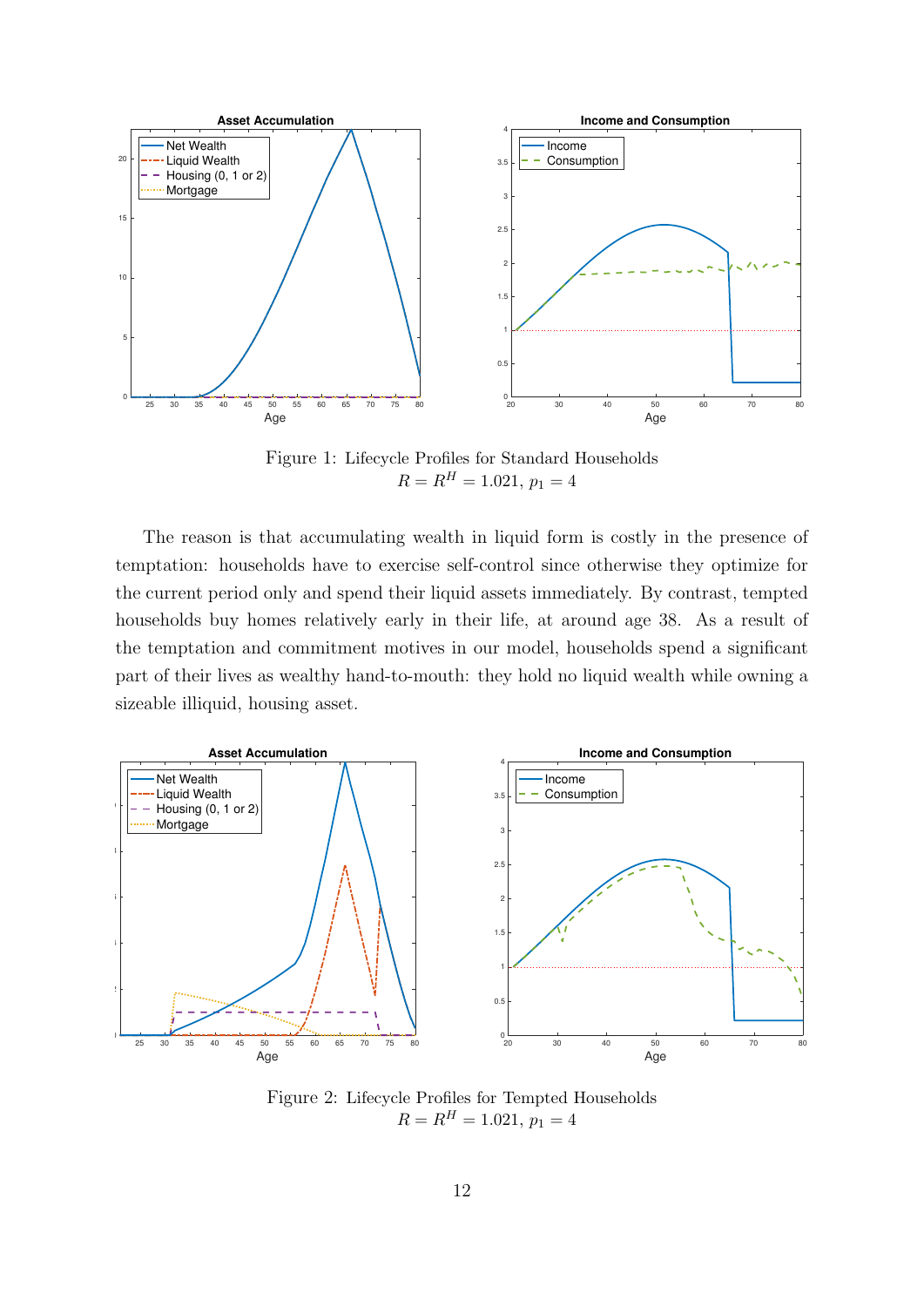Figure 1: Lifecycle Profiles for Standard Households
$R = R^H = 1.021$, $p_1 = 4$

The reason is that accumulating wealth in liquid form is costly in the presence of temptation: households have to exercise self-control since otherwise they optimize for the current period only and spend their liquid assets immediately. By contrast, tempted households buy homes relatively early in their life, at around age 38. As a result of the temptation and commitment motives in our model, households spend a significant part of their lives as wealthy hand-to-mouth: they hold no liquid wealth while owning a sizeable illiquid, housing asset.

Figure 2: Lifecycle Profiles for Tempted Households
$R = R^H = 1.021$, $p_1 = 4$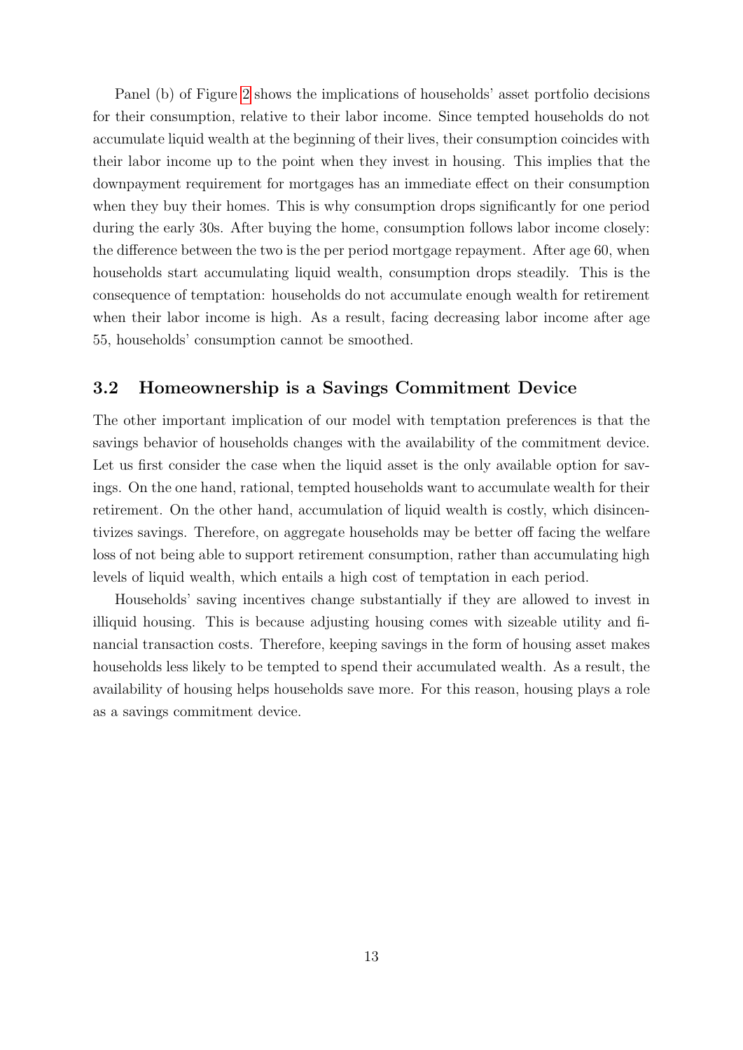Panel (b) of Figure 2 shows the implications of households' asset portfolio decisions for their consumption, relative to their labor income. Since tempted households do not accumulate liquid wealth at the beginning of their lives, their consumption coincides with their labor income up to the point when they invest in housing. This implies that the downpayment requirement for mortgages has an immediate effect on their consumption when they buy their homes. This is why consumption drops significantly for one period during the early 30s. After buying the home, consumption follows labor income closely: the difference between the two is the per period mortgage repayment. After age 60, when households start accumulating liquid wealth, consumption drops steadily. This is the consequence of temptation: households do not accumulate enough wealth for retirement when their labor income is high. As a result, facing decreasing labor income after age 55, households' consumption cannot be smoothed.

## 3.2 Homeownership is a Savings Commitment Device

The other important implication of our model with temptation preferences is that the savings behavior of households changes with the availability of the commitment device. Let us first consider the case when the liquid asset is the only available option for savings. On the one hand, rational, tempted households want to accumulate wealth for their retirement. On the other hand, accumulation of liquid wealth is costly, which disincentivizes savings. Therefore, on aggregate households may be better off facing the welfare loss of not being able to support retirement consumption, rather than accumulating high levels of liquid wealth, which entails a high cost of temptation in each period.

Households' saving incentives change substantially if they are allowed to invest in illiquid housing. This is because adjusting housing comes with sizeable utility and financial transaction costs. Therefore, keeping savings in the form of housing asset makes households less likely to be tempted to spend their accumulated wealth. As a result, the availability of housing helps households save more. For this reason, housing plays a role as a savings commitment device.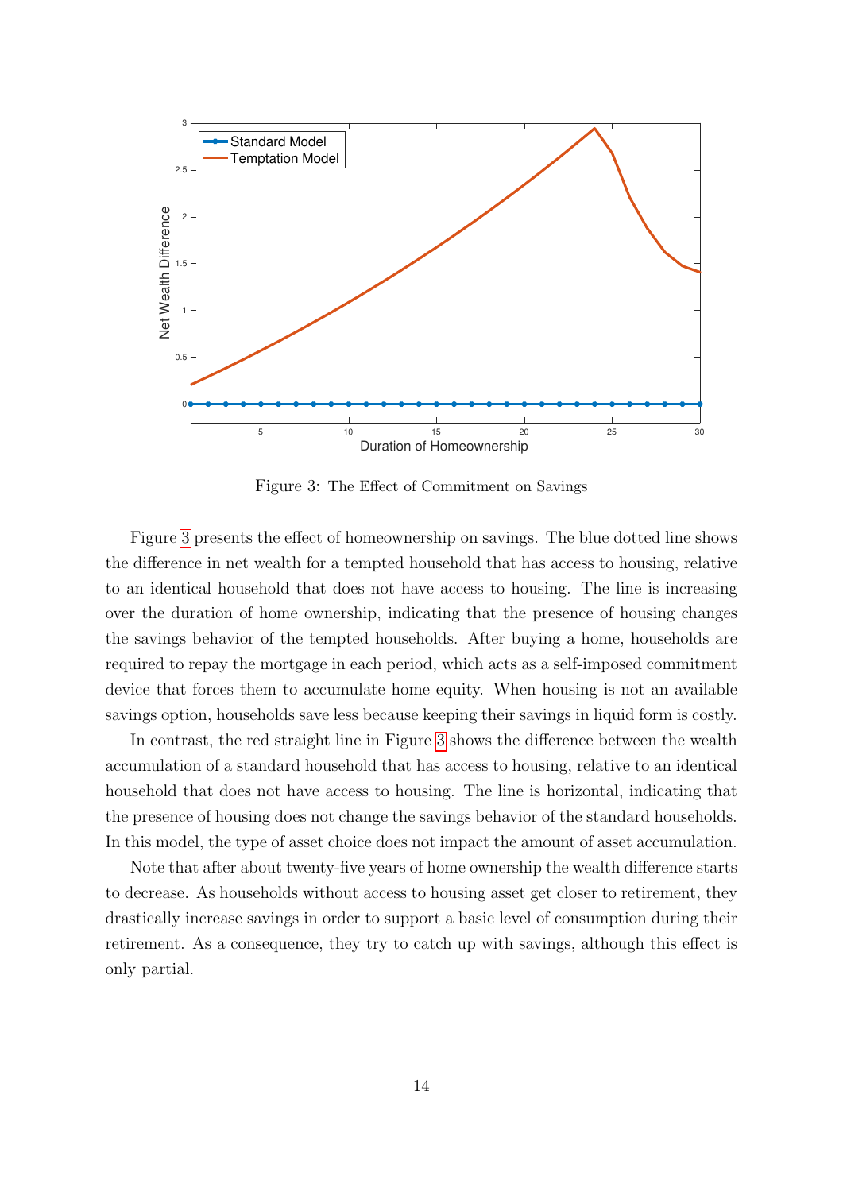Figure 3: The Effect of Commitment on Savings

Figure 3 presents the effect of homeownership on savings. The blue dotted line shows the difference in net wealth for a tempted household that has access to housing, relative to an identical household that does not have access to housing. The line is increasing over the duration of home ownership, indicating that the presence of housing changes the savings behavior of the tempted households. After buying a home, households are required to repay the mortgage in each period, which acts as a self-imposed commitment device that forces them to accumulate home equity. When housing is not an available savings option, households save less because keeping their savings in liquid form is costly.

In contrast, the red straight line in Figure 3 shows the difference between the wealth accumulation of a standard household that has access to housing, relative to an identical household that does not have access to housing. The line is horizontal, indicating that the presence of housing does not change the savings behavior of the standard households. In this model, the type of asset choice does not impact the amount of asset accumulation.

Note that after about twenty-five years of home ownership the wealth difference starts to decrease. As households without access to housing asset get closer to retirement, they drastically increase savings in order to support a basic level of consumption during their retirement. As a consequence, they try to catch up with savings, although this effect is only partial.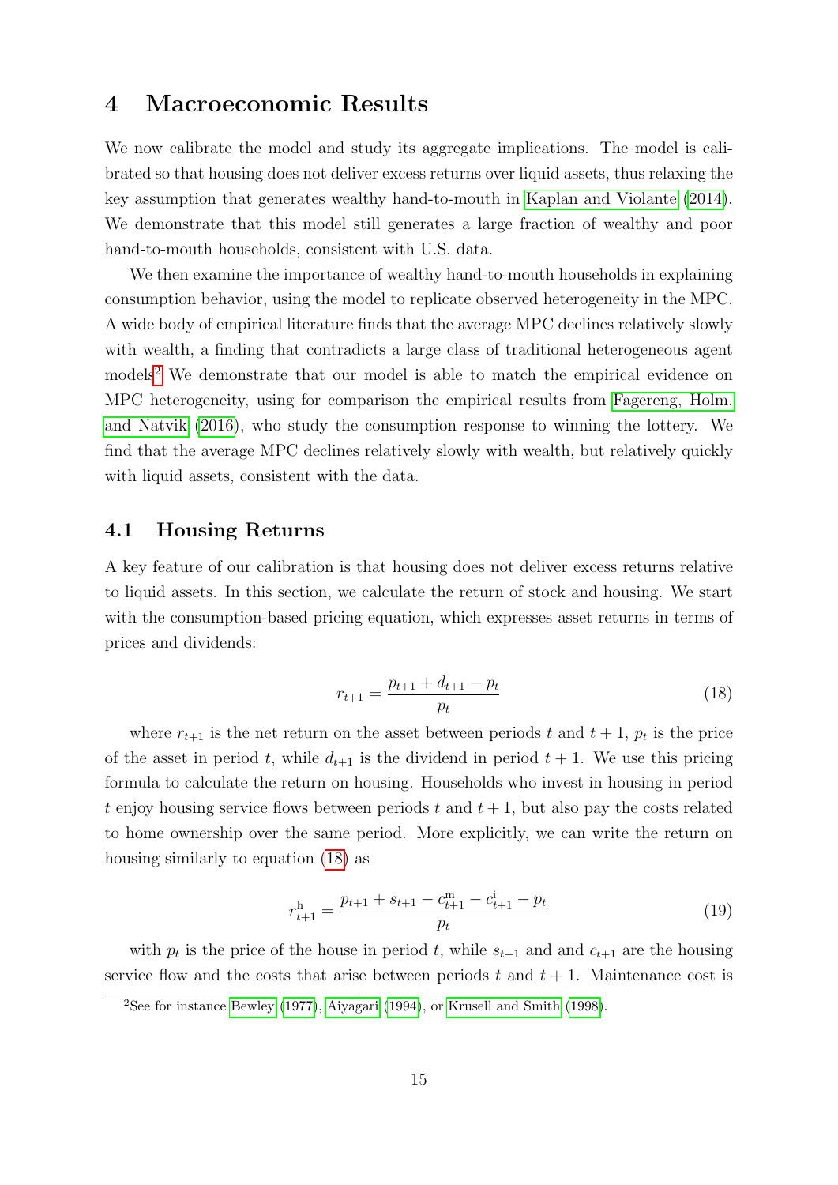## 4 Macroeconomic Results

We now calibrate the model and study its aggregate implications. The model is calibrated so that housing does not deliver excess returns over liquid assets, thus relaxing the key assumption that generates wealthy hand-to-mouth in Kaplan and Violante (2014). We demonstrate that this model still generates a large fraction of wealthy and poor hand-to-mouth households, consistent with U.S. data.

We then examine the importance of wealthy hand-to-mouth households in explaining consumption behavior, using the model to replicate observed heterogeneity in the MPC. A wide body of empirical literature finds that the average MPC declines relatively slowly with wealth, a finding that contradicts a large class of traditional heterogeneous agent models[2] We demonstrate that our model is able to match the empirical evidence on MPC heterogeneity, using for comparison the empirical results from Fagereng, Holm, and Natvik (2016), who study the consumption response to winning the lottery. We find that the average MPC declines relatively slowly with wealth, but relatively quickly with liquid assets, consistent with the data.

### 4.1 Housing Returns

A key feature of our calibration is that housing does not deliver excess returns relative to liquid assets. In this section, we calculate the return of stock and housing. We start with the consumption-based pricing equation, which expresses asset returns in terms of prices and dividends:

$$r_{t+1} = \frac{p_{t+1} + d_{t+1} - p_t}{p_t} \tag{18}$$

where $r_{t+1}$ is the net return on the asset between periods $t$ and $t+1$, $p_t$ is the price of the asset in period $t$, while $d_{t+1}$ is the dividend in period $t+1$. We use this pricing formula to calculate the return on housing. Households who invest in housing in period $t$ enjoy housing service flows between periods $t$ and $t+1$, but also pay the costs related to home ownership over the same period. More explicitly, we can write the return on housing similarly to equation (18) as

$$r^{\mathrm{h}}_{t+1} = \frac{p_{t+1} + s_{t+1} - c^{\mathrm{m}}_{t+1} - c^{\mathrm{i}}_{t+1} - p_t}{p_t} \tag{19}$$

with $p_t$ is the price of the house in period $t$, while $s_{t+1}$ and and $c_{t+1}$ are the housing service flow and the costs that arise between periods $t$ and $t+1$. Maintenance cost is

[2] See for instance Bewley (1977), Aiyagari (1994), or Krusell and Smith (1998).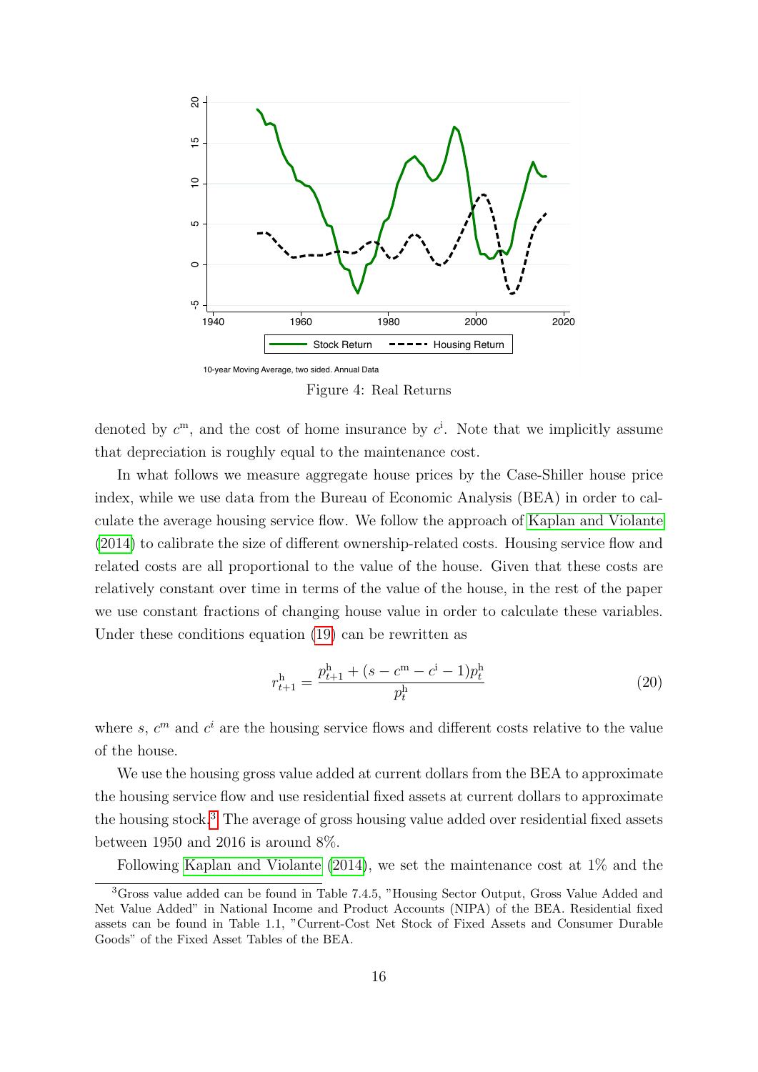10-year Moving Average, two sided. Annual Data

Figure 4: Real Returns

denoted by $c^{\mathrm{m}}$, and the cost of home insurance by $c^{\mathrm{i}}$. Note that we implicitly assume that depreciation is roughly equal to the maintenance cost.

In what follows we measure aggregate house prices by the Case-Shiller house price index, while we use data from the Bureau of Economic Analysis (BEA) in order to calculate the average housing service flow. We follow the approach of Kaplan and Violante (2014) to calibrate the size of different ownership-related costs. Housing service flow and related costs are all proportional to the value of the house. Given that these costs are relatively constant over time in terms of the value of the house, in the rest of the paper we use constant fractions of changing house value in order to calculate these variables. Under these conditions equation (19) can be rewritten as

$$r^{\mathrm{h}}_{t+1} = \frac{p^{\mathrm{h}}_{t+1} + (s - c^{\mathrm{m}} - c^{\mathrm{i}} - 1)p^{\mathrm{h}}_t}{p^{\mathrm{h}}_t} \tag{20}$$

where $s$, $c^m$ and $c^i$ are the housing service flows and different costs relative to the value of the house.

We use the housing gross value added at current dollars from the BEA to approximate the housing service flow and use residential fixed assets at current dollars to approximate the housing stock.[3] The average of gross housing value added over residential fixed assets between 1950 and 2016 is around 8%.

Following Kaplan and Violante (2014), we set the maintenance cost at 1% and the

[3] Gross value added can be found in Table 7.4.5, "Housing Sector Output, Gross Value Added and Net Value Added" in National Income and Product Accounts (NIPA) of the BEA. Residential fixed assets can be found in Table 1.1, "Current-Cost Net Stock of Fixed Assets and Consumer Durable Goods" of the Fixed Asset Tables of the BEA.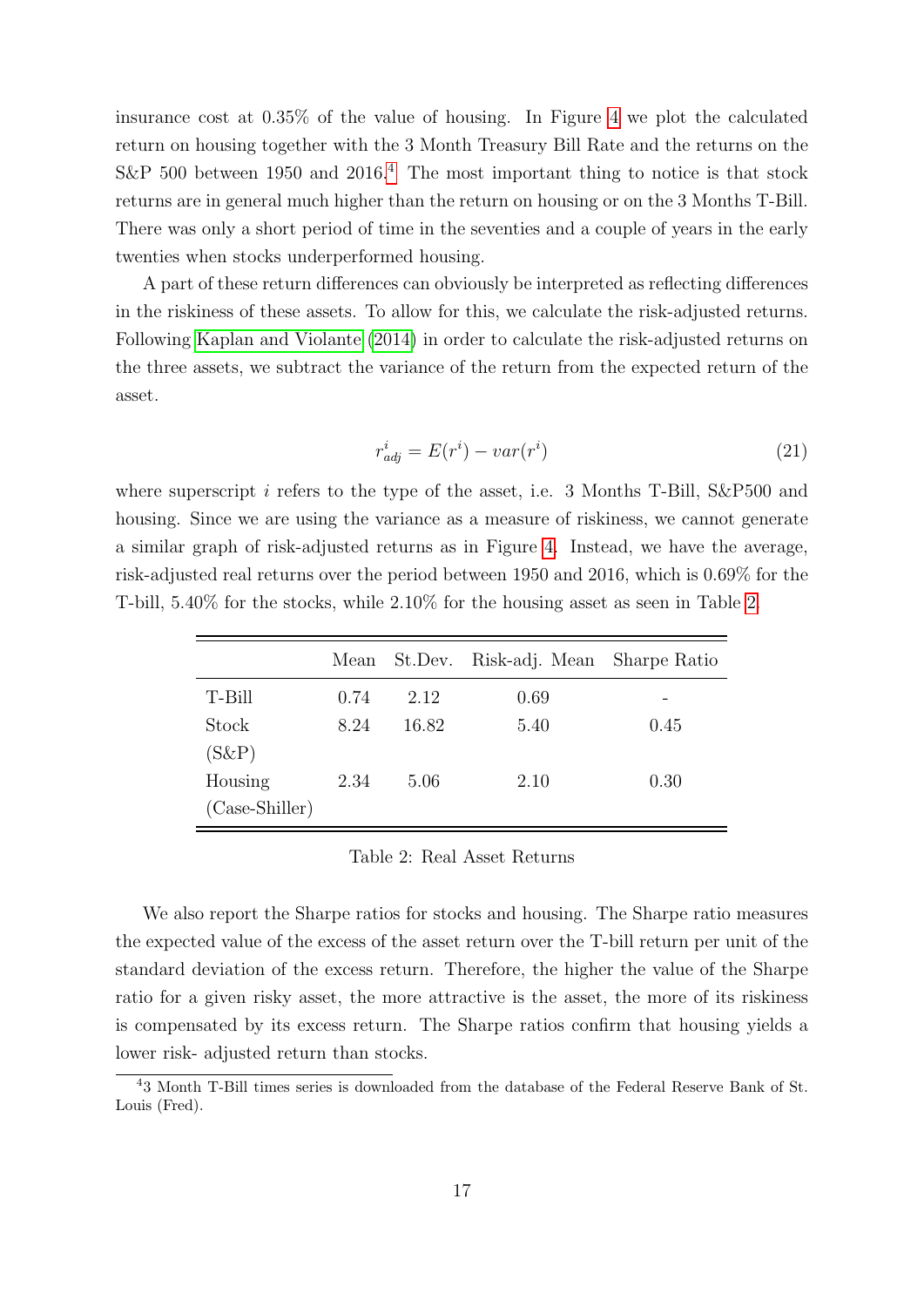insurance cost at 0.35% of the value of housing. In Figure 4 we plot the calculated return on housing together with the 3 Month Treasury Bill Rate and the returns on the S&P 500 between 1950 and 2016.[4] The most important thing to notice is that stock returns are in general much higher than the return on housing or on the 3 Months T-Bill. There was only a short period of time in the seventies and a couple of years in the early twenties when stocks underperformed housing.

A part of these return differences can obviously be interpreted as reflecting differences in the riskiness of these assets. To allow for this, we calculate the risk-adjusted returns. Following Kaplan and Violante (2014) in order to calculate the risk-adjusted returns on the three assets, we subtract the variance of the return from the expected return of the asset.

$$r^i_{adj} = E(r^i) - var(r^i) \tag{21}$$

where superscript $i$ refers to the type of the asset, i.e. 3 Months T-Bill, S&P500 and housing. Since we are using the variance as a measure of riskiness, we cannot generate a similar graph of risk-adjusted returns as in Figure 4. Instead, we have the average, risk-adjusted real returns over the period between 1950 and 2016, which is 0.69% for the T-bill, 5.40% for the stocks, while 2.10% for the housing asset as seen in Table 2.

| | Mean | St.Dev. | Risk-adj. Mean | Sharpe Ratio |
|---|---|---|---|---|
| T-Bill | 0.74 | 2.12 | 0.69 | - |
| Stock (S&P) | 8.24 | 16.82 | 5.40 | 0.45 |
| Housing (Case-Shiller) | 2.34 | 5.06 | 2.10 | 0.30 |

Table 2: Real Asset Returns

We also report the Sharpe ratios for stocks and housing. The Sharpe ratio measures the expected value of the excess of the asset return over the T-bill return per unit of the standard deviation of the excess return. Therefore, the higher the value of the Sharpe ratio for a given risky asset, the more attractive is the asset, the more of its riskiness is compensated by its excess return. The Sharpe ratios confirm that housing yields a lower risk- adjusted return than stocks.

[4] 3 Month T-Bill times series is downloaded from the database of the Federal Reserve Bank of St. Louis (Fred).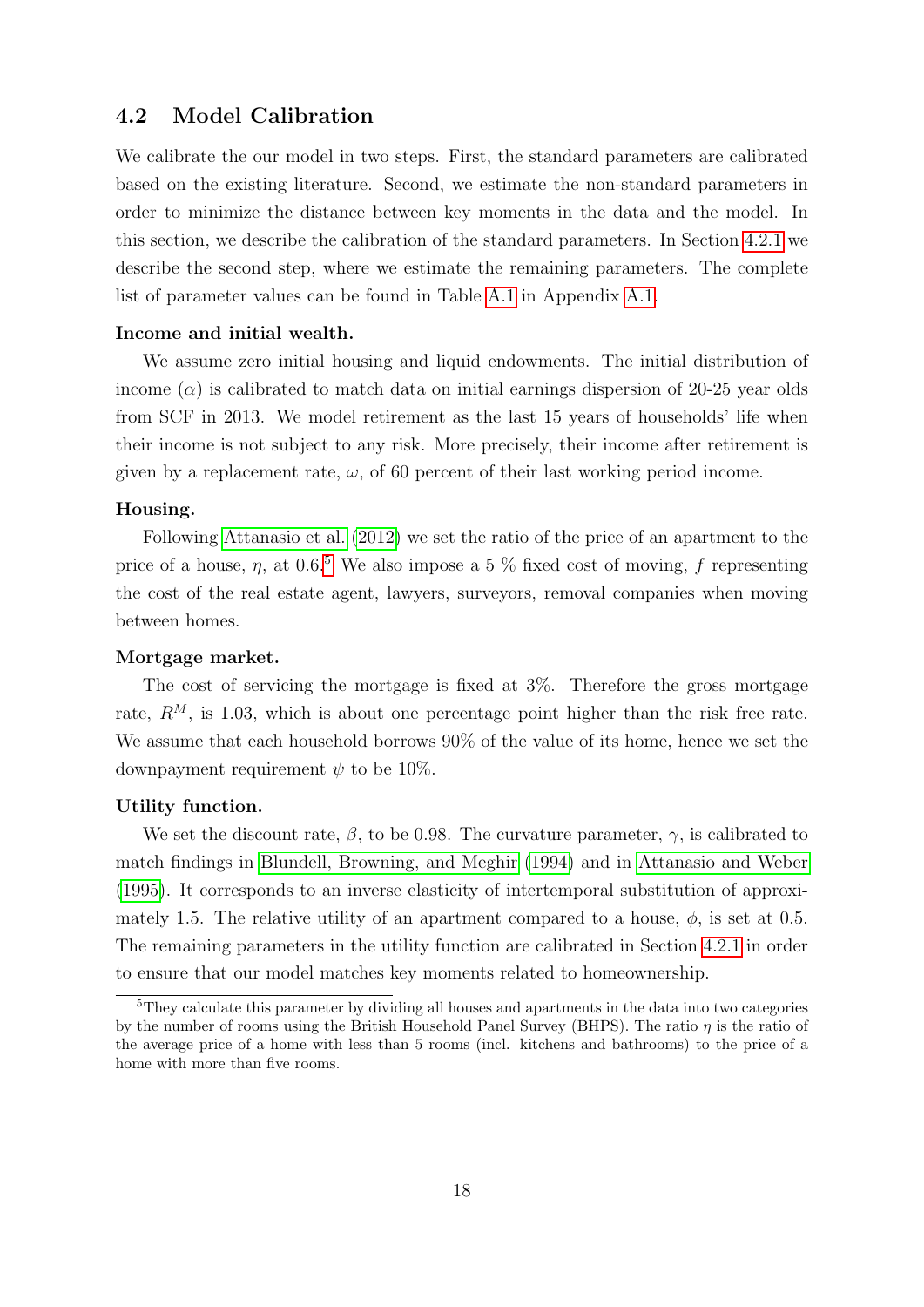## 4.2 Model Calibration

We calibrate the our model in two steps. First, the standard parameters are calibrated based on the existing literature. Second, we estimate the non-standard parameters in order to minimize the distance between key moments in the data and the model. In this section, we describe the calibration of the standard parameters. In Section 4.2.1 we describe the second step, where we estimate the remaining parameters. The complete list of parameter values can be found in Table A.1 in Appendix A.1.

**Income and initial wealth.**

We assume zero initial housing and liquid endowments. The initial distribution of income ($\alpha$) is calibrated to match data on initial earnings dispersion of 20-25 year olds from SCF in 2013. We model retirement as the last 15 years of households' life when their income is not subject to any risk. More precisely, their income after retirement is given by a replacement rate, $\omega$, of 60 percent of their last working period income.

**Housing.**

Following Attanasio et al. (2012) we set the ratio of the price of an apartment to the price of a house, $\eta$, at 0.6.[5] We also impose a 5 % fixed cost of moving, $f$ representing the cost of the real estate agent, lawyers, surveyors, removal companies when moving between homes.

**Mortgage market.**

The cost of servicing the mortgage is fixed at 3%. Therefore the gross mortgage rate, $R^M$, is 1.03, which is about one percentage point higher than the risk free rate. We assume that each household borrows 90% of the value of its home, hence we set the downpayment requirement $\psi$ to be 10%.

**Utility function.**

We set the discount rate, $\beta$, to be 0.98. The curvature parameter, $\gamma$, is calibrated to match findings in Blundell, Browning, and Meghir (1994) and in Attanasio and Weber (1995). It corresponds to an inverse elasticity of intertemporal substitution of approximately 1.5. The relative utility of an apartment compared to a house, $\phi$, is set at 0.5. The remaining parameters in the utility function are calibrated in Section 4.2.1 in order to ensure that our model matches key moments related to homeownership.

---

[5] They calculate this parameter by dividing all houses and apartments in the data into two categories by the number of rooms using the British Household Panel Survey (BHPS). The ratio $\eta$ is the ratio of the average price of a home with less than 5 rooms (incl. kitchens and bathrooms) to the price of a home with more than five rooms.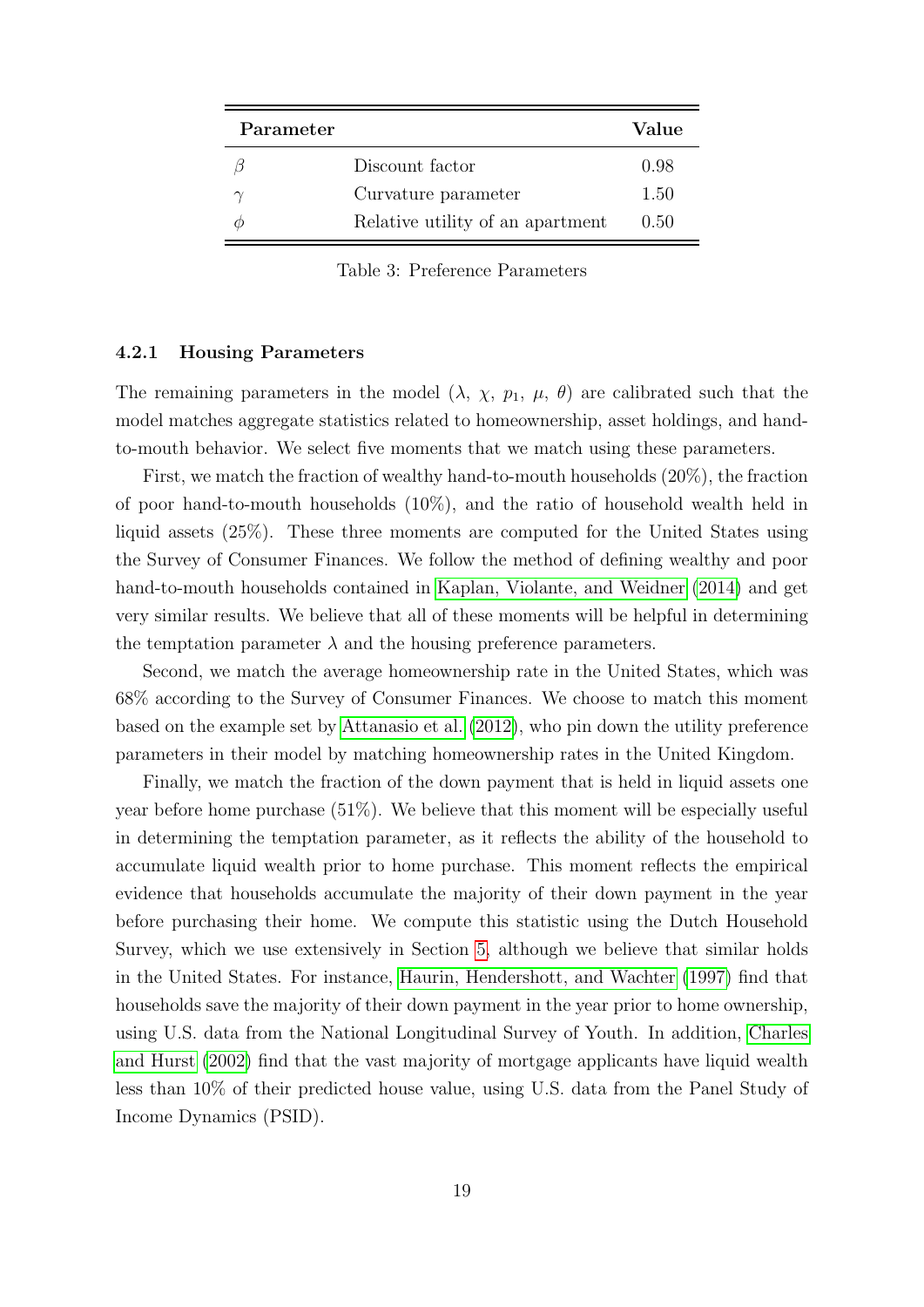| Parameter | | Value |
|---|---|---|
| $\beta$ | Discount factor | 0.98 |
| $\gamma$ | Curvature parameter | 1.50 |
| $\phi$ | Relative utility of an apartment | 0.50 |

Table 3: Preference Parameters

### 4.2.1 Housing Parameters

The remaining parameters in the model ($\lambda$, $\chi$, $p_1$, $\mu$, $\theta$) are calibrated such that the model matches aggregate statistics related to homeownership, asset holdings, and hand-to-mouth behavior. We select five moments that we match using these parameters.

First, we match the fraction of wealthy hand-to-mouth households (20%), the fraction of poor hand-to-mouth households (10%), and the ratio of household wealth held in liquid assets (25%). These three moments are computed for the United States using the Survey of Consumer Finances. We follow the method of defining wealthy and poor hand-to-mouth households contained in Kaplan, Violante, and Weidner (2014) and get very similar results. We believe that all of these moments will be helpful in determining the temptation parameter $\lambda$ and the housing preference parameters.

Second, we match the average homeownership rate in the United States, which was 68% according to the Survey of Consumer Finances. We choose to match this moment based on the example set by Attanasio et al. (2012), who pin down the utility preference parameters in their model by matching homeownership rates in the United Kingdom.

Finally, we match the fraction of the down payment that is held in liquid assets one year before home purchase (51%). We believe that this moment will be especially useful in determining the temptation parameter, as it reflects the ability of the household to accumulate liquid wealth prior to home purchase. This moment reflects the empirical evidence that households accumulate the majority of their down payment in the year before purchasing their home. We compute this statistic using the Dutch Household Survey, which we use extensively in Section 5, although we believe that similar holds in the United States. For instance, Haurin, Hendershott, and Wachter (1997) find that households save the majority of their down payment in the year prior to home ownership, using U.S. data from the National Longitudinal Survey of Youth. In addition, Charles and Hurst (2002) find that the vast majority of mortgage applicants have liquid wealth less than 10% of their predicted house value, using U.S. data from the Panel Study of Income Dynamics (PSID).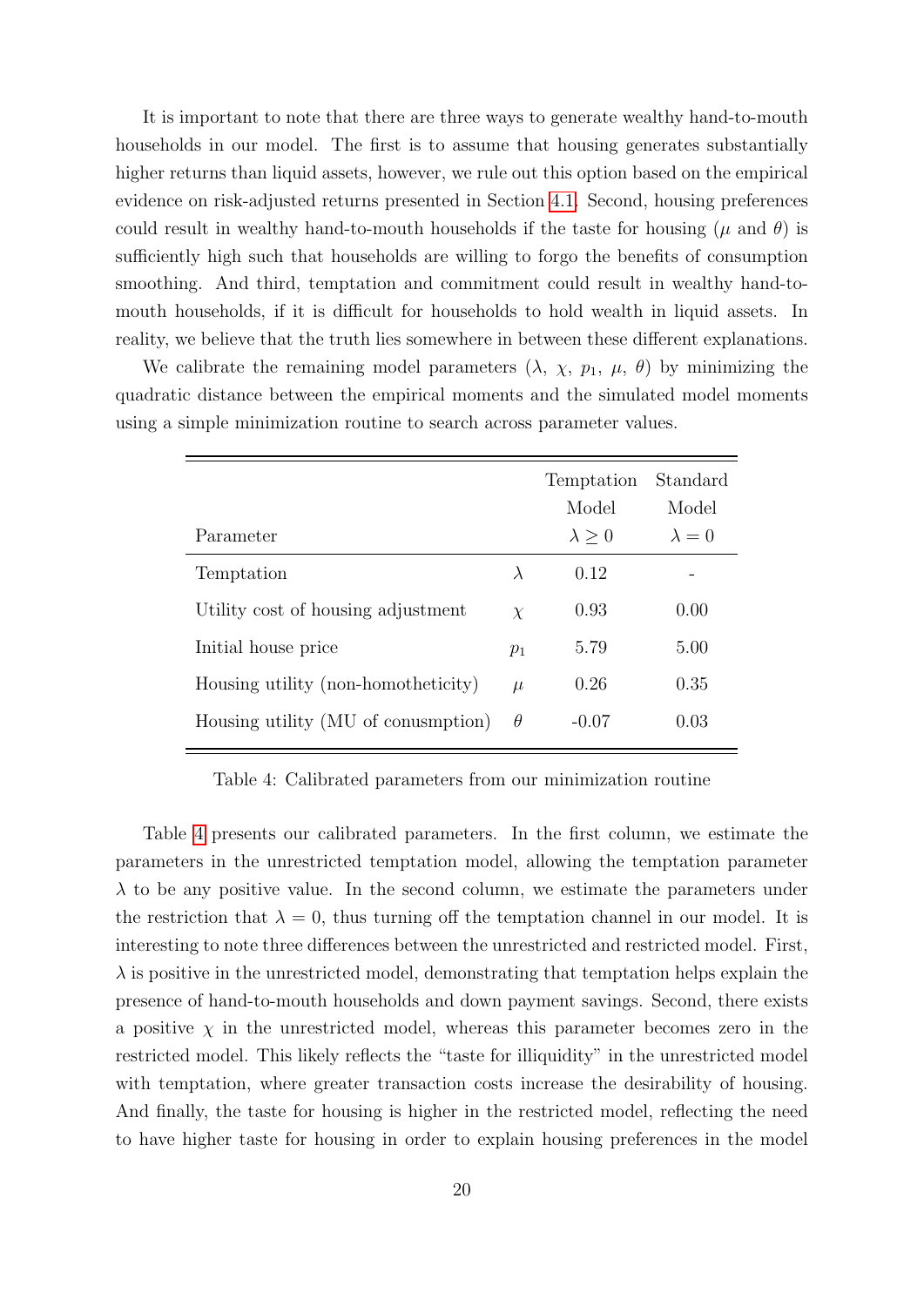It is important to note that there are three ways to generate wealthy hand-to-mouth households in our model. The first is to assume that housing generates substantially higher returns than liquid assets, however, we rule out this option based on the empirical evidence on risk-adjusted returns presented in Section 4.1. Second, housing preferences could result in wealthy hand-to-mouth households if the taste for housing ($\mu$ and $\theta$) is sufficiently high such that households are willing to forgo the benefits of consumption smoothing. And third, temptation and commitment could result in wealthy hand-to-mouth households, if it is difficult for households to hold wealth in liquid assets. In reality, we believe that the truth lies somewhere in between these different explanations.

We calibrate the remaining model parameters ($\lambda$, $\chi$, $p_1$, $\mu$, $\theta$) by minimizing the quadratic distance between the empirical moments and the simulated model moments using a simple minimization routine to search across parameter values.

| Parameter | | Temptation Model $\lambda \geq 0$ | Standard Model $\lambda = 0$ |
|---|---|---|---|
| Temptation | $\lambda$ | 0.12 | - |
| Utility cost of housing adjustment | $\chi$ | 0.93 | 0.00 |
| Initial house price | $p_1$ | 5.79 | 5.00 |
| Housing utility (non-homotheticity) | $\mu$ | 0.26 | 0.35 |
| Housing utility (MU of conusmption) | $\theta$ | -0.07 | 0.03 |

Table 4: Calibrated parameters from our minimization routine

Table 4 presents our calibrated parameters. In the first column, we estimate the parameters in the unrestricted temptation model, allowing the temptation parameter $\lambda$ to be any positive value. In the second column, we estimate the parameters under the restriction that $\lambda = 0$, thus turning off the temptation channel in our model. It is interesting to note three differences between the unrestricted and restricted model. First, $\lambda$ is positive in the unrestricted model, demonstrating that temptation helps explain the presence of hand-to-mouth households and down payment savings. Second, there exists a positive $\chi$ in the unrestricted model, whereas this parameter becomes zero in the restricted model. This likely reflects the "taste for illiquidity" in the unrestricted model with temptation, where greater transaction costs increase the desirability of housing. And finally, the taste for housing is higher in the restricted model, reflecting the need to have higher taste for housing in order to explain housing preferences in the model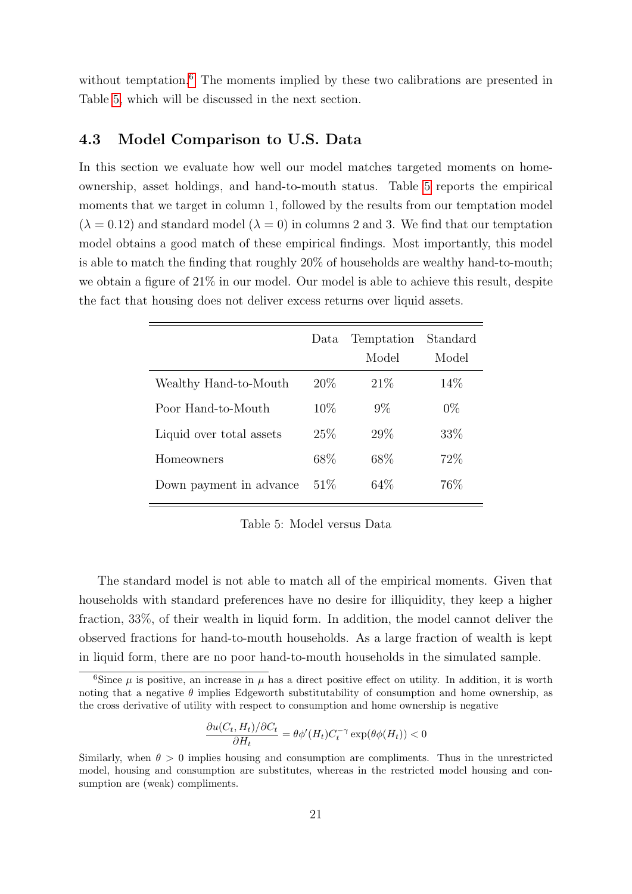without temptation.[6] The moments implied by these two calibrations are presented in Table 5, which will be discussed in the next section.

## 4.3 Model Comparison to U.S. Data

In this section we evaluate how well our model matches targeted moments on homeownership, asset holdings, and hand-to-mouth status. Table 5 reports the empirical moments that we target in column 1, followed by the results from our temptation model ($\lambda = 0.12$) and standard model ($\lambda = 0$) in columns 2 and 3. We find that our temptation model obtains a good match of these empirical findings. Most importantly, this model is able to match the finding that roughly 20% of households are wealthy hand-to-mouth; we obtain a figure of 21% in our model. Our model is able to achieve this result, despite the fact that housing does not deliver excess returns over liquid assets.

| | Data | Temptation Model | Standard Model |
|---|---|---|---|
| Wealthy Hand-to-Mouth | 20% | 21% | 14% |
| Poor Hand-to-Mouth | 10% | 9% | 0% |
| Liquid over total assets | 25% | 29% | 33% |
| Homeowners | 68% | 68% | 72% |
| Down payment in advance | 51% | 64% | 76% |

Table 5: Model versus Data

The standard model is not able to match all of the empirical moments. Given that households with standard preferences have no desire for illiquidity, they keep a higher fraction, 33%, of their wealth in liquid form. In addition, the model cannot deliver the observed fractions for hand-to-mouth households. As a large fraction of wealth is kept in liquid form, there are no poor hand-to-mouth households in the simulated sample.

[6] Since $\mu$ is positive, an increase in $\mu$ has a direct positive effect on utility. In addition, it is worth noting that a negative $\theta$ implies Edgeworth substitutability of consumption and home ownership, as the cross derivative of utility with respect to consumption and home ownership is negative

$$\frac{\partial u(C_t, H_t)/\partial C_t}{\partial H_t} = \theta \phi'(H_t) C_t^{-\gamma} \exp(\theta \phi(H_t)) < 0$$

Similarly, when $\theta > 0$ implies housing and consumption are compliments. Thus in the unrestricted model, housing and consumption are substitutes, whereas in the restricted model housing and consumption are (weak) compliments.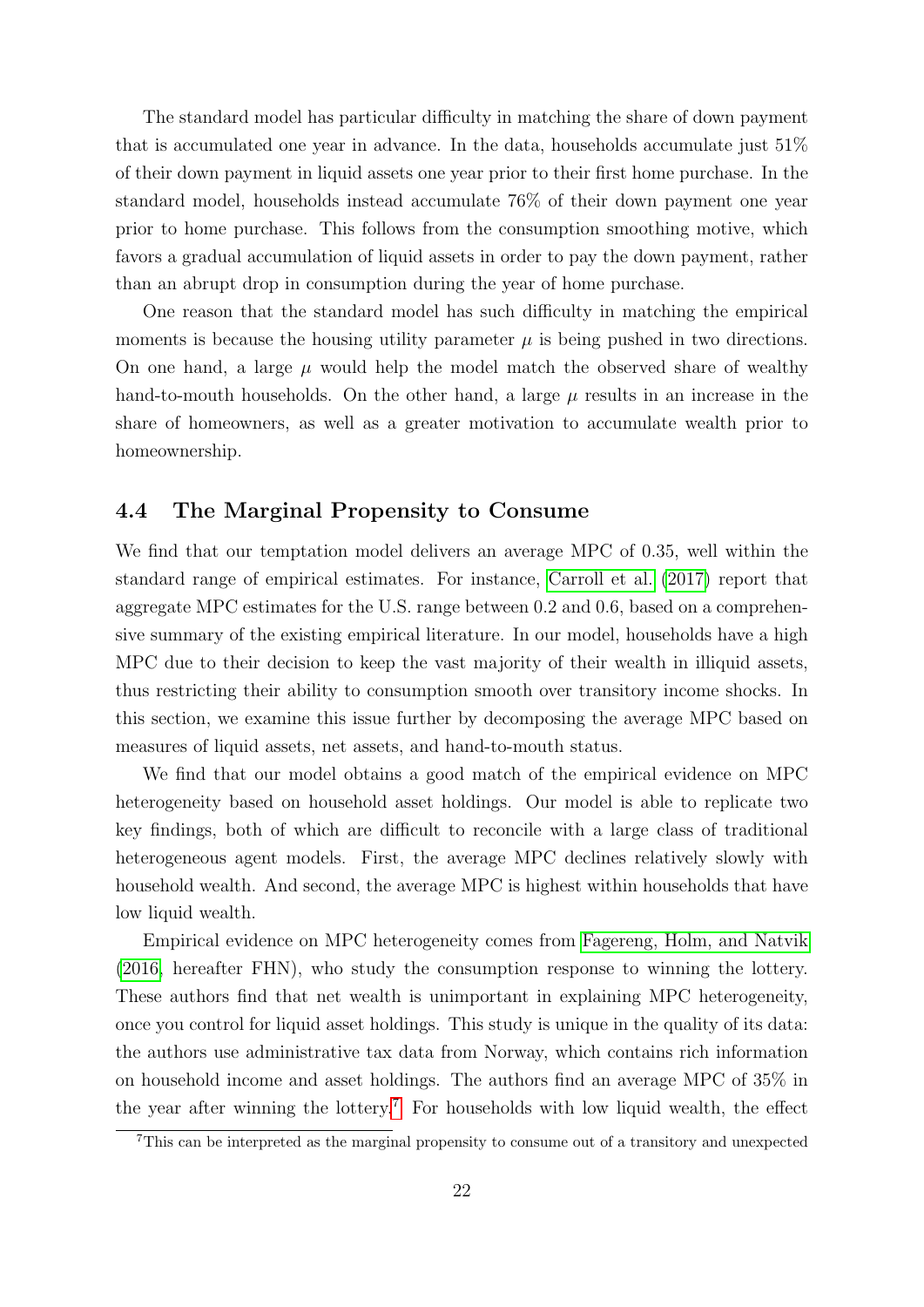The standard model has particular difficulty in matching the share of down payment that is accumulated one year in advance. In the data, households accumulate just 51% of their down payment in liquid assets one year prior to their first home purchase. In the standard model, households instead accumulate 76% of their down payment one year prior to home purchase. This follows from the consumption smoothing motive, which favors a gradual accumulation of liquid assets in order to pay the down payment, rather than an abrupt drop in consumption during the year of home purchase.

One reason that the standard model has such difficulty in matching the empirical moments is because the housing utility parameter $\mu$ is being pushed in two directions. On one hand, a large $\mu$ would help the model match the observed share of wealthy hand-to-mouth households. On the other hand, a large $\mu$ results in an increase in the share of homeowners, as well as a greater motivation to accumulate wealth prior to homeownership.

## 4.4 The Marginal Propensity to Consume

We find that our temptation model delivers an average MPC of 0.35, well within the standard range of empirical estimates. For instance, Carroll et al. (2017) report that aggregate MPC estimates for the U.S. range between 0.2 and 0.6, based on a comprehensive summary of the existing empirical literature. In our model, households have a high MPC due to their decision to keep the vast majority of their wealth in illiquid assets, thus restricting their ability to consumption smooth over transitory income shocks. In this section, we examine this issue further by decomposing the average MPC based on measures of liquid assets, net assets, and hand-to-mouth status.

We find that our model obtains a good match of the empirical evidence on MPC heterogeneity based on household asset holdings. Our model is able to replicate two key findings, both of which are difficult to reconcile with a large class of traditional heterogeneous agent models. First, the average MPC declines relatively slowly with household wealth. And second, the average MPC is highest within households that have low liquid wealth.

Empirical evidence on MPC heterogeneity comes from Fagereng, Holm, and Natvik (2016, hereafter FHN), who study the consumption response to winning the lottery. These authors find that net wealth is unimportant in explaining MPC heterogeneity, once you control for liquid asset holdings. This study is unique in the quality of its data: the authors use administrative tax data from Norway, which contains rich information on household income and asset holdings. The authors find an average MPC of 35% in the year after winning the lottery.[7] For households with low liquid wealth, the effect

[7]This can be interpreted as the marginal propensity to consume out of a transitory and unexpected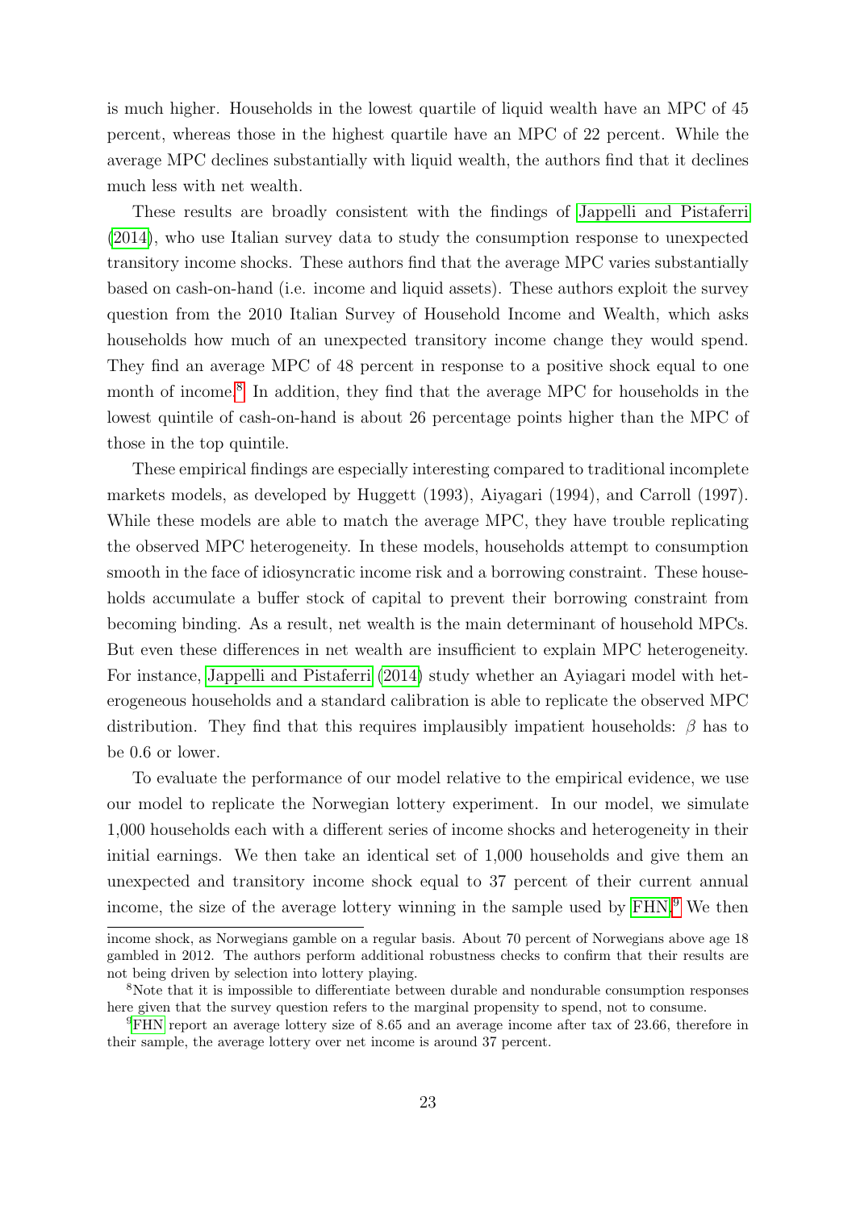is much higher. Households in the lowest quartile of liquid wealth have an MPC of 45 percent, whereas those in the highest quartile have an MPC of 22 percent. While the average MPC declines substantially with liquid wealth, the authors find that it declines much less with net wealth.

These results are broadly consistent with the findings of Jappelli and Pistaferri (2014), who use Italian survey data to study the consumption response to unexpected transitory income shocks. These authors find that the average MPC varies substantially based on cash-on-hand (i.e. income and liquid assets). These authors exploit the survey question from the 2010 Italian Survey of Household Income and Wealth, which asks households how much of an unexpected transitory income change they would spend. They find an average MPC of 48 percent in response to a positive shock equal to one month of income.[8] In addition, they find that the average MPC for households in the lowest quintile of cash-on-hand is about 26 percentage points higher than the MPC of those in the top quintile.

These empirical findings are especially interesting compared to traditional incomplete markets models, as developed by Huggett (1993), Aiyagari (1994), and Carroll (1997). While these models are able to match the average MPC, they have trouble replicating the observed MPC heterogeneity. In these models, households attempt to consumption smooth in the face of idiosyncratic income risk and a borrowing constraint. These households accumulate a buffer stock of capital to prevent their borrowing constraint from becoming binding. As a result, net wealth is the main determinant of household MPCs. But even these differences in net wealth are insufficient to explain MPC heterogeneity. For instance, Jappelli and Pistaferri (2014) study whether an Ayiagari model with heterogeneous households and a standard calibration is able to replicate the observed MPC distribution. They find that this requires implausibly impatient households: $\beta$ has to be 0.6 or lower.

To evaluate the performance of our model relative to the empirical evidence, we use our model to replicate the Norwegian lottery experiment. In our model, we simulate 1,000 households each with a different series of income shocks and heterogeneity in their initial earnings. We then take an identical set of 1,000 households and give them an unexpected and transitory income shock equal to 37 percent of their current annual income, the size of the average lottery winning in the sample used by FHN.[9] We then

income shock, as Norwegians gamble on a regular basis. About 70 percent of Norwegians above age 18 gambled in 2012. The authors perform additional robustness checks to confirm that their results are not being driven by selection into lottery playing.

[8] Note that it is impossible to differentiate between durable and nondurable consumption responses here given that the survey question refers to the marginal propensity to spend, not to consume.

[9] FHN report an average lottery size of 8.65 and an average income after tax of 23.66, therefore in their sample, the average lottery over net income is around 37 percent.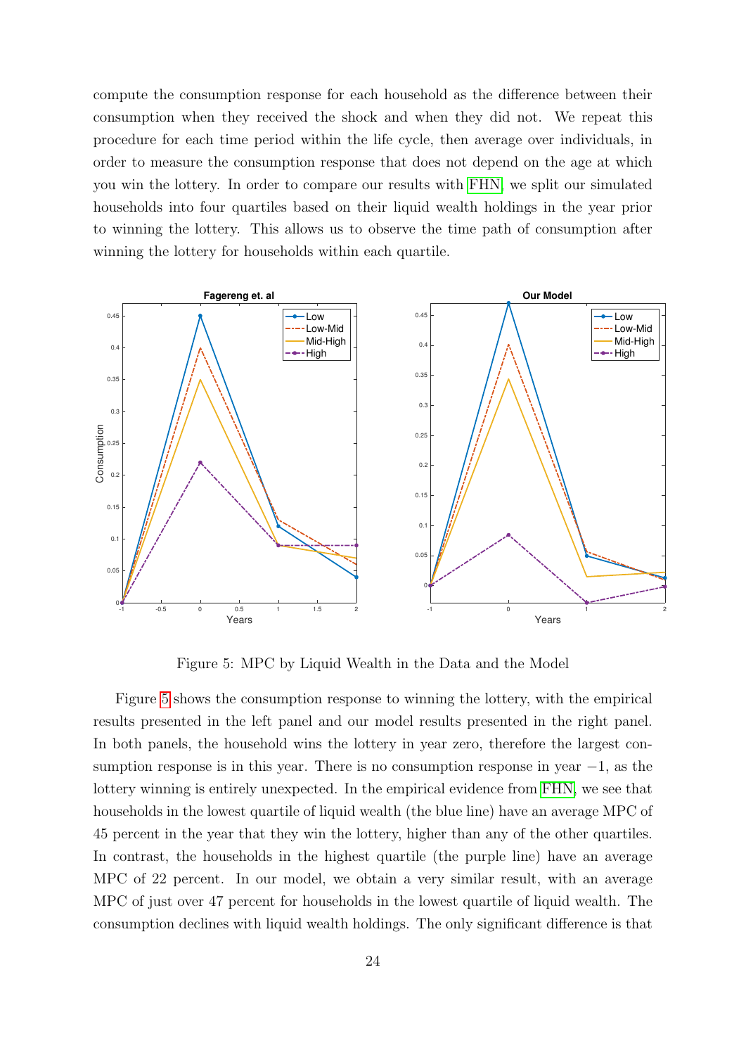compute the consumption response for each household as the difference between their consumption when they received the shock and when they did not. We repeat this procedure for each time period within the life cycle, then average over individuals, in order to measure the consumption response that does not depend on the age at which you win the lottery. In order to compare our results with FHN, we split our simulated households into four quartiles based on their liquid wealth holdings in the year prior to winning the lottery. This allows us to observe the time path of consumption after winning the lottery for households within each quartile.

Figure 5: MPC by Liquid Wealth in the Data and the Model

Figure 5 shows the consumption response to winning the lottery, with the empirical results presented in the left panel and our model results presented in the right panel. In both panels, the household wins the lottery in year zero, therefore the largest consumption response is in this year. There is no consumption response in year $-1$, as the lottery winning is entirely unexpected. In the empirical evidence from FHN, we see that households in the lowest quartile of liquid wealth (the blue line) have an average MPC of 45 percent in the year that they win the lottery, higher than any of the other quartiles. In contrast, the households in the highest quartile (the purple line) have an average MPC of 22 percent. In our model, we obtain a very similar result, with an average MPC of just over 47 percent for households in the lowest quartile of liquid wealth. The consumption declines with liquid wealth holdings. The only significant difference is that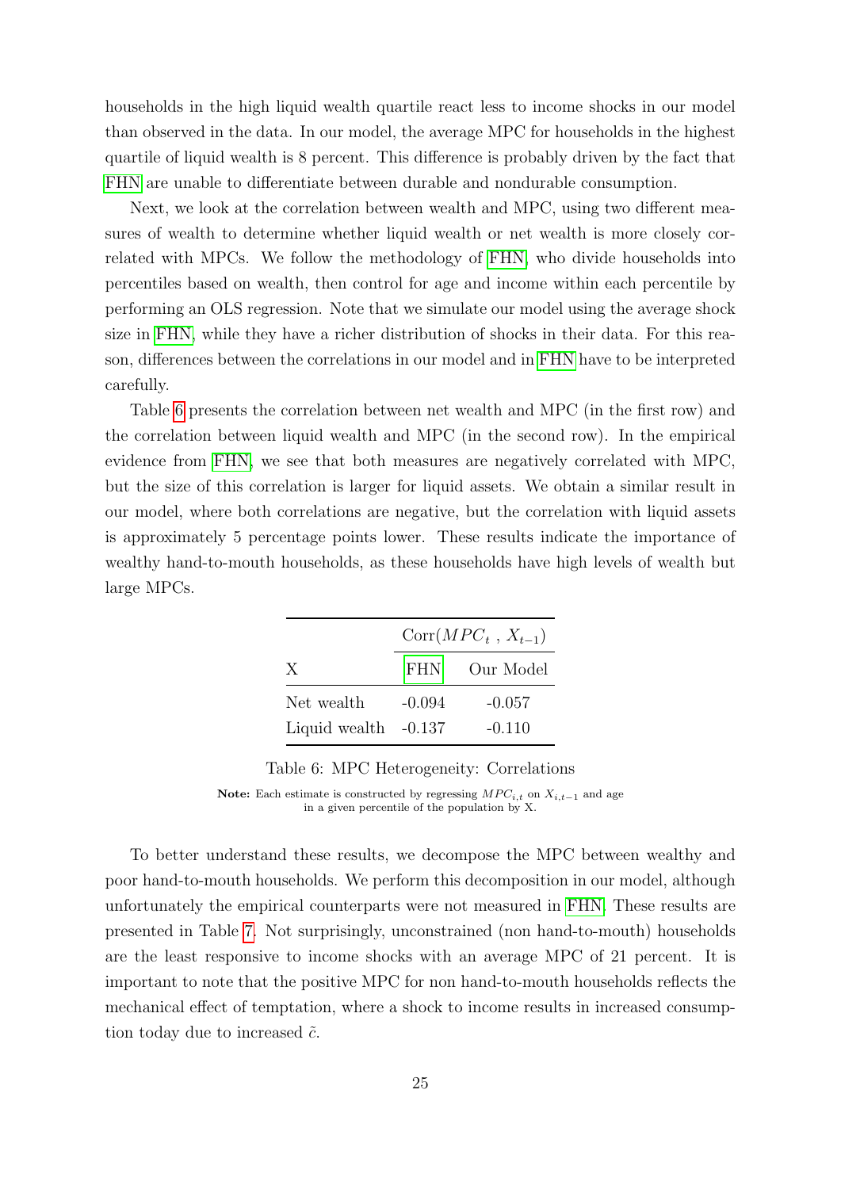households in the high liquid wealth quartile react less to income shocks in our model than observed in the data. In our model, the average MPC for households in the highest quartile of liquid wealth is 8 percent. This difference is probably driven by the fact that FHN are unable to differentiate between durable and nondurable consumption.

Next, we look at the correlation between wealth and MPC, using two different measures of wealth to determine whether liquid wealth or net wealth is more closely correlated with MPCs. We follow the methodology of FHN, who divide households into percentiles based on wealth, then control for age and income within each percentile by performing an OLS regression. Note that we simulate our model using the average shock size in FHN, while they have a richer distribution of shocks in their data. For this reason, differences between the correlations in our model and in FHN have to be interpreted carefully.

Table 6 presents the correlation between net wealth and MPC (in the first row) and the correlation between liquid wealth and MPC (in the second row). In the empirical evidence from FHN, we see that both measures are negatively correlated with MPC, but the size of this correlation is larger for liquid assets. We obtain a similar result in our model, where both correlations are negative, but the correlation with liquid assets is approximately 5 percentage points lower. These results indicate the importance of wealthy hand-to-mouth households, as these households have high levels of wealth but large MPCs.

| | $\text{Corr}(MPC_t\ ,\ X_{t-1})$ | |
|---|---|---|
| X | FHN | Our Model |
| Net wealth | -0.094 | -0.057 |
| Liquid wealth | -0.137 | -0.110 |

Table 6: MPC Heterogeneity: Correlations

**Note:** Each estimate is constructed by regressing $MPC_{i,t}$ on $X_{i,t-1}$ and age in a given percentile of the population by X.

To better understand these results, we decompose the MPC between wealthy and poor hand-to-mouth households. We perform this decomposition in our model, although unfortunately the empirical counterparts were not measured in FHN. These results are presented in Table 7. Not surprisingly, unconstrained (non hand-to-mouth) households are the least responsive to income shocks with an average MPC of 21 percent. It is important to note that the positive MPC for non hand-to-mouth households reflects the mechanical effect of temptation, where a shock to income results in increased consumption today due to increased $\tilde{c}$.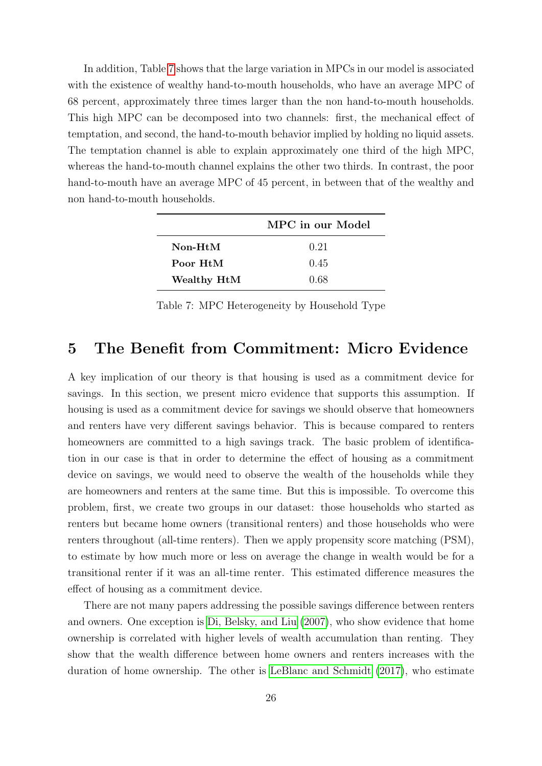In addition, Table 7 shows that the large variation in MPCs in our model is associated with the existence of wealthy hand-to-mouth households, who have an average MPC of 68 percent, approximately three times larger than the non hand-to-mouth households. This high MPC can be decomposed into two channels: first, the mechanical effect of temptation, and second, the hand-to-mouth behavior implied by holding no liquid assets. The temptation channel is able to explain approximately one third of the high MPC, whereas the hand-to-mouth channel explains the other two thirds. In contrast, the poor hand-to-mouth have an average MPC of 45 percent, in between that of the wealthy and non hand-to-mouth households.

| | **MPC in our Model** |
|---|---|
| **Non-HtM** | 0.21 |
| **Poor HtM** | 0.45 |
| **Wealthy HtM** | 0.68 |

Table 7: MPC Heterogeneity by Household Type

# 5 The Benefit from Commitment: Micro Evidence

A key implication of our theory is that housing is used as a commitment device for savings. In this section, we present micro evidence that supports this assumption. If housing is used as a commitment device for savings we should observe that homeowners and renters have very different savings behavior. This is because compared to renters homeowners are committed to a high savings track. The basic problem of identification in our case is that in order to determine the effect of housing as a commitment device on savings, we would need to observe the wealth of the households while they are homeowners and renters at the same time. But this is impossible. To overcome this problem, first, we create two groups in our dataset: those households who started as renters but became home owners (transitional renters) and those households who were renters throughout (all-time renters). Then we apply propensity score matching (PSM), to estimate by how much more or less on average the change in wealth would be for a transitional renter if it was an all-time renter. This estimated difference measures the effect of housing as a commitment device.

There are not many papers addressing the possible savings difference between renters and owners. One exception is Di, Belsky, and Liu (2007), who show evidence that home ownership is correlated with higher levels of wealth accumulation than renting. They show that the wealth difference between home owners and renters increases with the duration of home ownership. The other is LeBlanc and Schmidt (2017), who estimate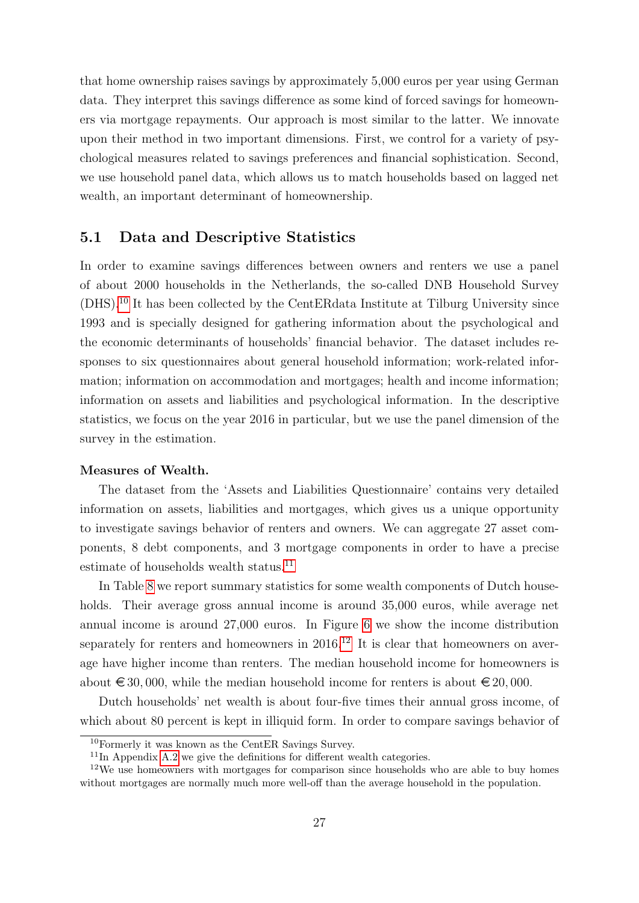that home ownership raises savings by approximately 5,000 euros per year using German data. They interpret this savings difference as some kind of forced savings for homeowners via mortgage repayments. Our approach is most similar to the latter. We innovate upon their method in two important dimensions. First, we control for a variety of psychological measures related to savings preferences and financial sophistication. Second, we use household panel data, which allows us to match households based on lagged net wealth, an important determinant of homeownership.

## 5.1 Data and Descriptive Statistics

In order to examine savings differences between owners and renters we use a panel of about 2000 households in the Netherlands, the so-called DNB Household Survey (DHS).[10] It has been collected by the CentERdata Institute at Tilburg University since 1993 and is specially designed for gathering information about the psychological and the economic determinants of households' financial behavior. The dataset includes responses to six questionnaires about general household information; work-related information; information on accommodation and mortgages; health and income information; information on assets and liabilities and psychological information. In the descriptive statistics, we focus on the year 2016 in particular, but we use the panel dimension of the survey in the estimation.

**Measures of Wealth.**

The dataset from the 'Assets and Liabilities Questionnaire' contains very detailed information on assets, liabilities and mortgages, which gives us a unique opportunity to investigate savings behavior of renters and owners. We can aggregate 27 asset components, 8 debt components, and 3 mortgage components in order to have a precise estimate of households wealth status.[11]

In Table 8 we report summary statistics for some wealth components of Dutch households. Their average gross annual income is around 35,000 euros, while average net annual income is around 27,000 euros. In Figure 6 we show the income distribution separately for renters and homeowners in 2016.[12] It is clear that homeowners on average have higher income than renters. The median household income for homeowners is about €30,000, while the median household income for renters is about €20,000.

Dutch households' net wealth is about four-five times their annual gross income, of which about 80 percent is kept in illiquid form. In order to compare savings behavior of

[10] Formerly it was known as the CentER Savings Survey.

[11] In Appendix A.2 we give the definitions for different wealth categories.

[12] We use homeowners with mortgages for comparison since households who are able to buy homes without mortgages are normally much more well-off than the average household in the population.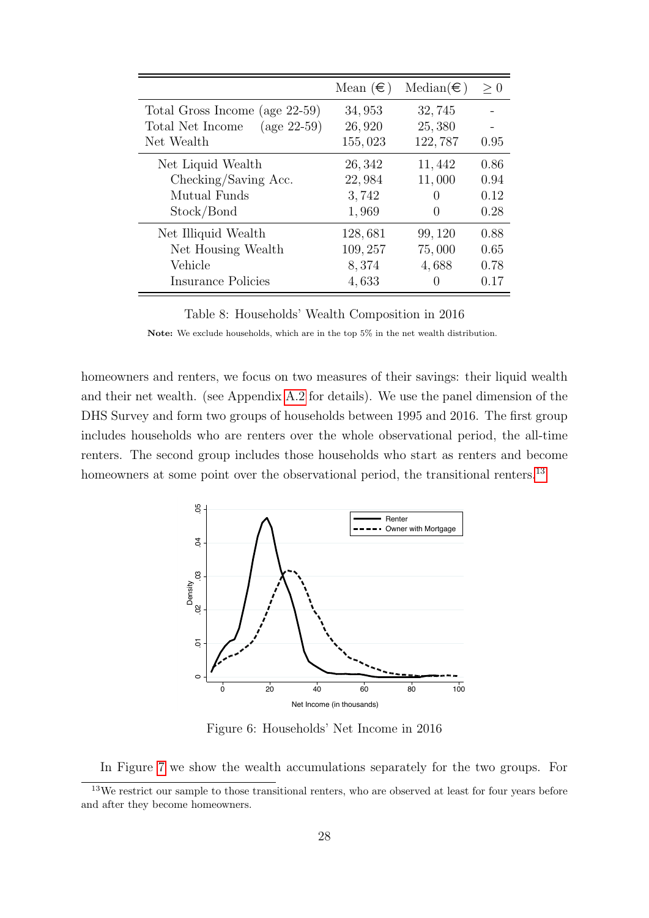|  | Mean (€) | Median(€) | ≥ 0 |
|---|---|---|---|
| Total Gross Income (age 22-59) | 34,953 | 32,745 | - |
| Total Net Income (age 22-59) | 26,920 | 25,380 | - |
| Net Wealth | 155,023 | 122,787 | 0.95 |
| Net Liquid Wealth | 26,342 | 11,442 | 0.86 |
| Checking/Saving Acc. | 22,984 | 11,000 | 0.94 |
| Mutual Funds | 3,742 | 0 | 0.12 |
| Stock/Bond | 1,969 | 0 | 0.28 |
| Net Illiquid Wealth | 128,681 | 99,120 | 0.88 |
| Net Housing Wealth | 109,257 | 75,000 | 0.65 |
| Vehicle | 8,374 | 4,688 | 0.78 |
| Insurance Policies | 4,633 | 0 | 0.17 |

Table 8: Households' Wealth Composition in 2016

**Note:** We exclude households, which are in the top 5% in the net wealth distribution.

homeowners and renters, we focus on two measures of their savings: their liquid wealth and their net wealth. (see Appendix A.2 for details). We use the panel dimension of the DHS Survey and form two groups of households between 1995 and 2016. The first group includes households who are renters over the whole observational period, the all-time renters. The second group includes those households who start as renters and become homeowners at some point over the observational period, the transitional renters.[13]

Figure 6: Households' Net Income in 2016

In Figure 7 we show the wealth accumulations separately for the two groups. For

[13] We restrict our sample to those transitional renters, who are observed at least for four years before and after they become homeowners.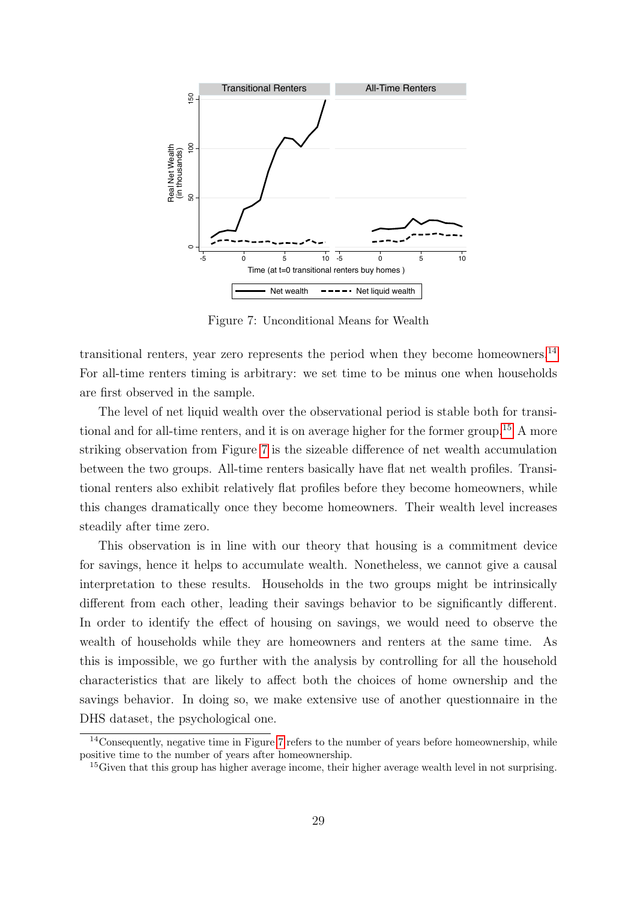Figure 7: Unconditional Means for Wealth

transitional renters, year zero represents the period when they become homeowners.[14] For all-time renters timing is arbitrary: we set time to be minus one when households are first observed in the sample.

The level of net liquid wealth over the observational period is stable both for transitional and for all-time renters, and it is on average higher for the former group.[15] A more striking observation from Figure 7 is the sizeable difference of net wealth accumulation between the two groups. All-time renters basically have flat net wealth profiles. Transitional renters also exhibit relatively flat profiles before they become homeowners, while this changes dramatically once they become homeowners. Their wealth level increases steadily after time zero.

This observation is in line with our theory that housing is a commitment device for savings, hence it helps to accumulate wealth. Nonetheless, we cannot give a causal interpretation to these results. Households in the two groups might be intrinsically different from each other, leading their savings behavior to be significantly different. In order to identify the effect of housing on savings, we would need to observe the wealth of households while they are homeowners and renters at the same time. As this is impossible, we go further with the analysis by controlling for all the household characteristics that are likely to affect both the choices of home ownership and the savings behavior. In doing so, we make extensive use of another questionnaire in the DHS dataset, the psychological one.

[14] Consequently, negative time in Figure 7 refers to the number of years before homeownership, while positive time to the number of years after homeownership.

[15] Given that this group has higher average income, their higher average wealth level in not surprising.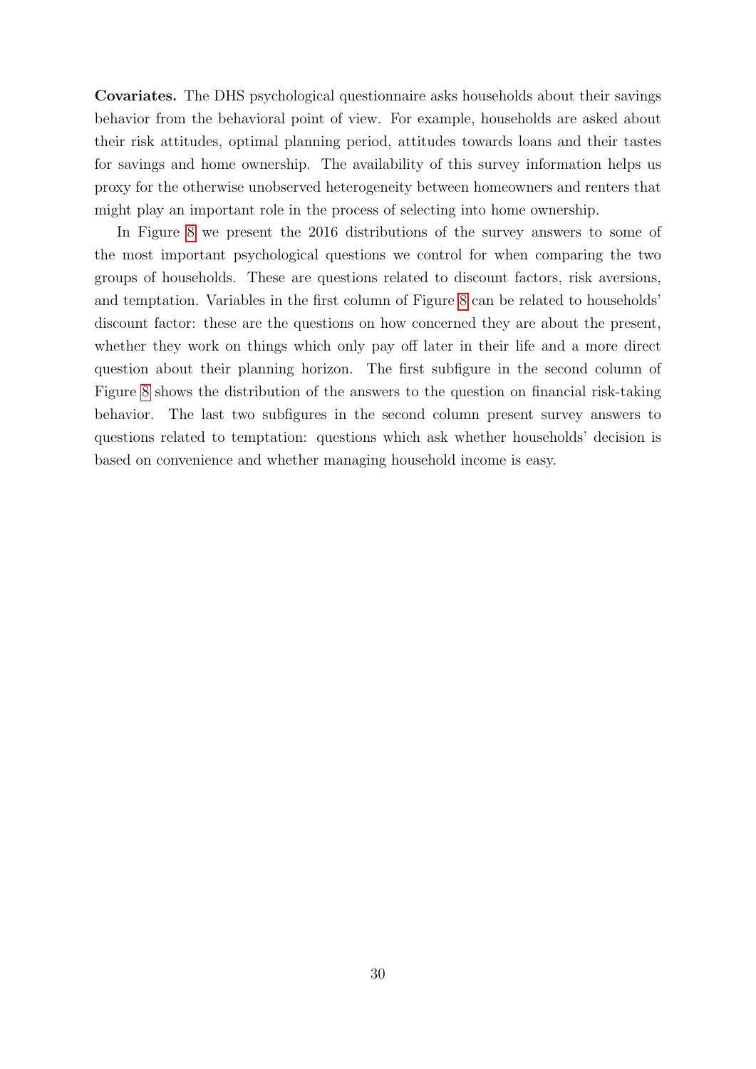**Covariates.** The DHS psychological questionnaire asks households about their savings behavior from the behavioral point of view. For example, households are asked about their risk attitudes, optimal planning period, attitudes towards loans and their tastes for savings and home ownership. The availability of this survey information helps us proxy for the otherwise unobserved heterogeneity between homeowners and renters that might play an important role in the process of selecting into home ownership.

In Figure 8 we present the 2016 distributions of the survey answers to some of the most important psychological questions we control for when comparing the two groups of households. These are questions related to discount factors, risk aversions, and temptation. Variables in the first column of Figure 8 can be related to households' discount factor: these are the questions on how concerned they are about the present, whether they work on things which only pay off later in their life and a more direct question about their planning horizon. The first subfigure in the second column of Figure 8 shows the distribution of the answers to the question on financial risk-taking behavior. The last two subfigures in the second column present survey answers to questions related to temptation: questions which ask whether households' decision is based on convenience and whether managing household income is easy.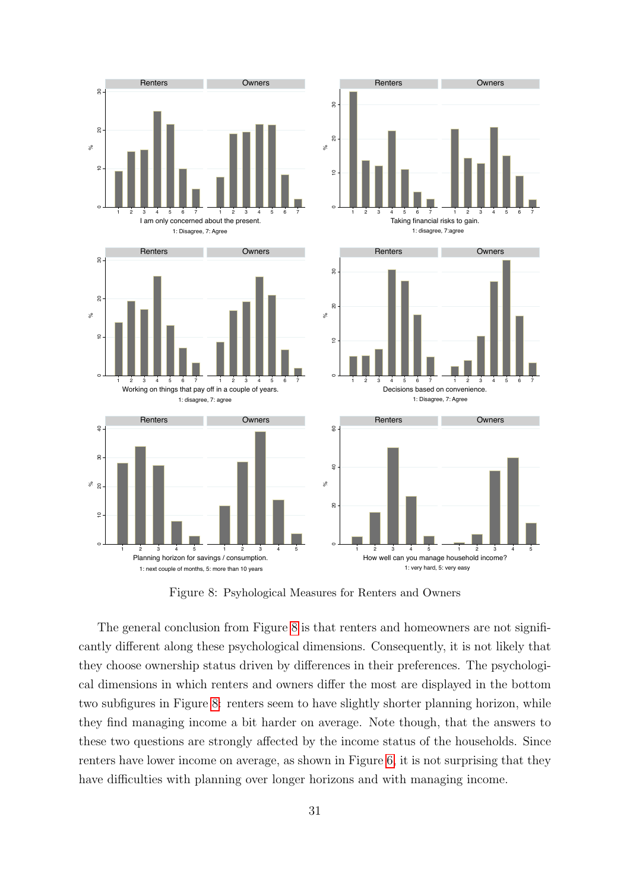Figure 8: Psychological Measures for Renters and Owners

The general conclusion from Figure 8 is that renters and homeowners are not significantly different along these psychological dimensions. Consequently, it is not likely that they choose ownership status driven by differences in their preferences. The psychological dimensions in which renters and owners differ the most are displayed in the bottom two subfigures in Figure 8: renters seem to have slightly shorter planning horizon, while they find managing income a bit harder on average. Note though, that the answers to these two questions are strongly affected by the income status of the households. Since renters have lower income on average, as shown in Figure 6, it is not surprising that they have difficulties with planning over longer horizons and with managing income.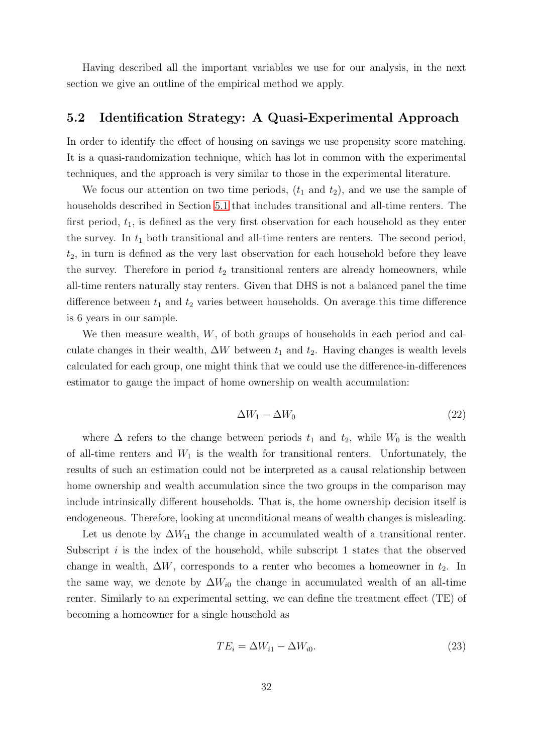Having described all the important variables we use for our analysis, in the next section we give an outline of the empirical method we apply.

## 5.2 Identification Strategy: A Quasi-Experimental Approach

In order to identify the effect of housing on savings we use propensity score matching. It is a quasi-randomization technique, which has lot in common with the experimental techniques, and the approach is very similar to those in the experimental literature.

We focus our attention on two time periods, ($t_1$ and $t_2$), and we use the sample of households described in Section 5.1 that includes transitional and all-time renters. The first period, $t_1$, is defined as the very first observation for each household as they enter the survey. In $t_1$ both transitional and all-time renters are renters. The second period, $t_2$, in turn is defined as the very last observation for each household before they leave the survey. Therefore in period $t_2$ transitional renters are already homeowners, while all-time renters naturally stay renters. Given that DHS is not a balanced panel the time difference between $t_1$ and $t_2$ varies between households. On average this time difference is 6 years in our sample.

We then measure wealth, $W$, of both groups of households in each period and calculate changes in their wealth, $\Delta W$ between $t_1$ and $t_2$. Having changes is wealth levels calculated for each group, one might think that we could use the difference-in-differences estimator to gauge the impact of home ownership on wealth accumulation:

$$\Delta W_1 - \Delta W_0 \tag{22}$$

where $\Delta$ refers to the change between periods $t_1$ and $t_2$, while $W_0$ is the wealth of all-time renters and $W_1$ is the wealth for transitional renters. Unfortunately, the results of such an estimation could not be interpreted as a causal relationship between home ownership and wealth accumulation since the two groups in the comparison may include intrinsically different households. That is, the home ownership decision itself is endogeneous. Therefore, looking at unconditional means of wealth changes is misleading.

Let us denote by $\Delta W_{i1}$ the change in accumulated wealth of a transitional renter. Subscript $i$ is the index of the household, while subscript 1 states that the observed change in wealth, $\Delta W$, corresponds to a renter who becomes a homeowner in $t_2$. In the same way, we denote by $\Delta W_{i0}$ the change in accumulated wealth of an all-time renter. Similarly to an experimental setting, we can define the treatment effect (TE) of becoming a homeowner for a single household as

$$TE_i = \Delta W_{i1} - \Delta W_{i0}. \tag{23}$$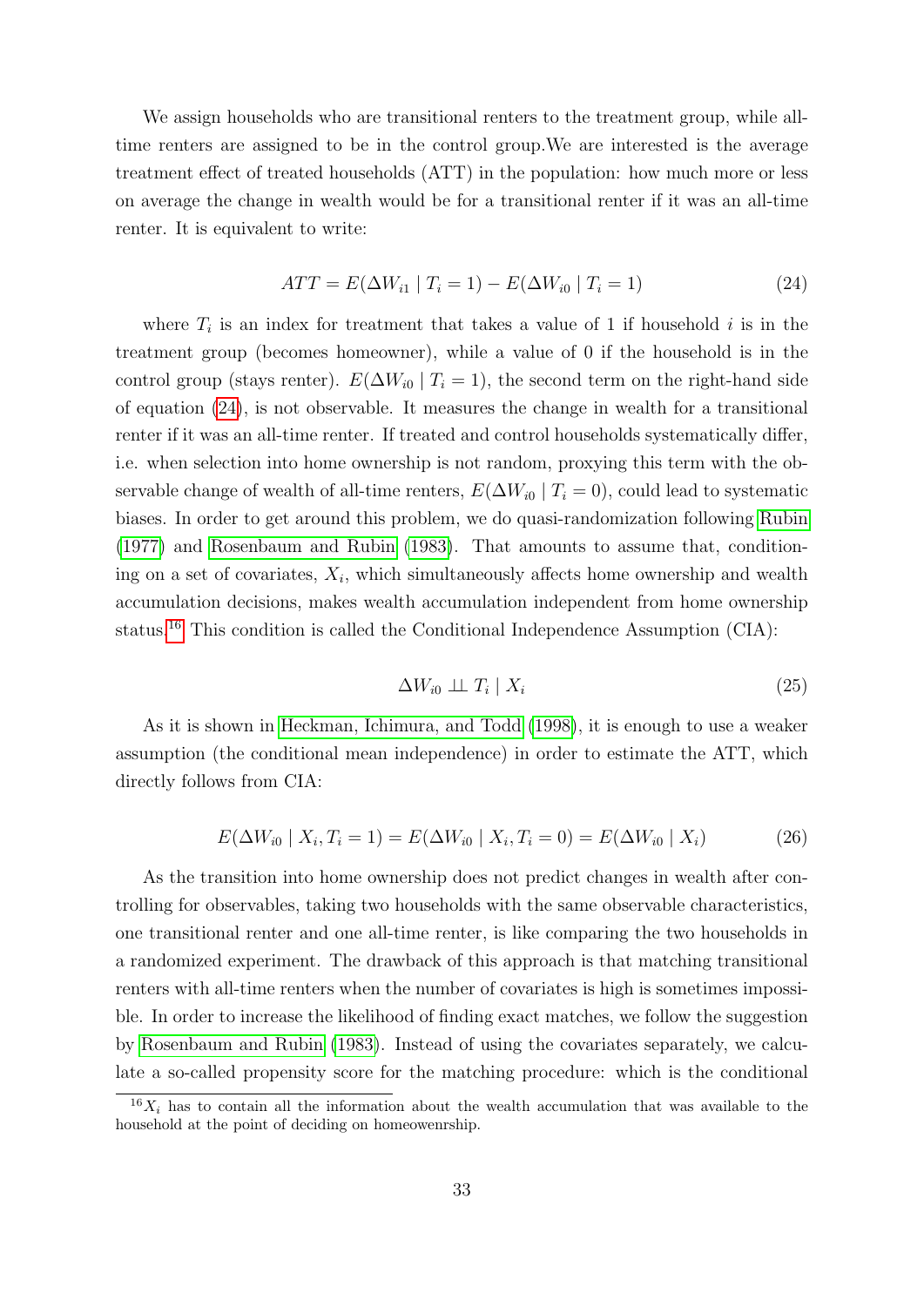We assign households who are transitional renters to the treatment group, while all-time renters are assigned to be in the control group.We are interested is the average treatment effect of treated households (ATT) in the population: how much more or less on average the change in wealth would be for a transitional renter if it was an all-time renter. It is equivalent to write:

$$ATT = E(\Delta W_{i1} \mid T_i = 1) - E(\Delta W_{i0} \mid T_i = 1) \tag{24}$$

where $T_i$ is an index for treatment that takes a value of 1 if household $i$ is in the treatment group (becomes homeowner), while a value of 0 if the household is in the control group (stays renter). $E(\Delta W_{i0} \mid T_i = 1)$, the second term on the right-hand side of equation (24), is not observable. It measures the change in wealth for a transitional renter if it was an all-time renter. If treated and control households systematically differ, i.e. when selection into home ownership is not random, proxying this term with the observable change of wealth of all-time renters, $E(\Delta W_{i0} \mid T_i = 0)$, could lead to systematic biases. In order to get around this problem, we do quasi-randomization following Rubin (1977) and Rosenbaum and Rubin (1983). That amounts to assume that, conditioning on a set of covariates, $X_i$, which simultaneously affects home ownership and wealth accumulation decisions, makes wealth accumulation independent from home ownership status.[16] This condition is called the Conditional Independence Assumption (CIA):

$$\Delta W_{i0} \perp\!\!\!\perp T_i \mid X_i \tag{25}$$

As it is shown in Heckman, Ichimura, and Todd (1998), it is enough to use a weaker assumption (the conditional mean independence) in order to estimate the ATT, which directly follows from CIA:

$$E(\Delta W_{i0} \mid X_i, T_i = 1) = E(\Delta W_{i0} \mid X_i, T_i = 0) = E(\Delta W_{i0} \mid X_i) \tag{26}$$

As the transition into home ownership does not predict changes in wealth after controlling for observables, taking two households with the same observable characteristics, one transitional renter and one all-time renter, is like comparing the two households in a randomized experiment. The drawback of this approach is that matching transitional renters with all-time renters when the number of covariates is high is sometimes impossible. In order to increase the likelihood of finding exact matches, we follow the suggestion by Rosenbaum and Rubin (1983). Instead of using the covariates separately, we calculate a so-called propensity score for the matching procedure: which is the conditional

[16] $X_i$ has to contain all the information about the wealth accumulation that was available to the household at the point of deciding on homeowenrship.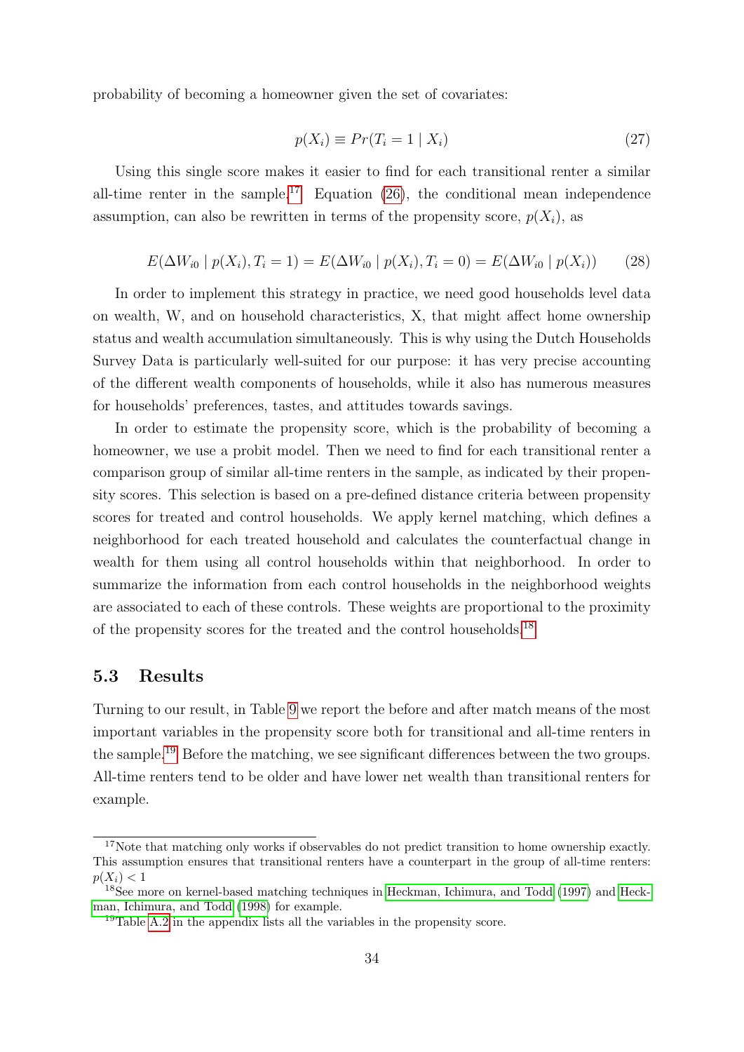probability of becoming a homeowner given the set of covariates:

$$p(X_i) \equiv Pr(T_i = 1 \mid X_i) \tag{27}$$

Using this single score makes it easier to find for each transitional renter a similar all-time renter in the sample.[17] Equation (26), the conditional mean independence assumption, can also be rewritten in terms of the propensity score, $p(X_i)$, as

$$E(\Delta W_{i0} \mid p(X_i), T_i = 1) = E(\Delta W_{i0} \mid p(X_i), T_i = 0) = E(\Delta W_{i0} \mid p(X_i)) \tag{28}$$

In order to implement this strategy in practice, we need good households level data on wealth, W, and on household characteristics, X, that might affect home ownership status and wealth accumulation simultaneously. This is why using the Dutch Households Survey Data is particularly well-suited for our purpose: it has very precise accounting of the different wealth components of households, while it also has numerous measures for households' preferences, tastes, and attitudes towards savings.

In order to estimate the propensity score, which is the probability of becoming a homeowner, we use a probit model. Then we need to find for each transitional renter a comparison group of similar all-time renters in the sample, as indicated by their propensity scores. This selection is based on a pre-defined distance criteria between propensity scores for treated and control households. We apply kernel matching, which defines a neighborhood for each treated household and calculates the counterfactual change in wealth for them using all control households within that neighborhood. In order to summarize the information from each control households in the neighborhood weights are associated to each of these controls. These weights are proportional to the proximity of the propensity scores for the treated and the control households.[18]

## 5.3 Results

Turning to our result, in Table 9 we report the before and after match means of the most important variables in the propensity score both for transitional and all-time renters in the sample.[19] Before the matching, we see significant differences between the two groups. All-time renters tend to be older and have lower net wealth than transitional renters for example.

---

[17] Note that matching only works if observables do not predict transition to home ownership exactly. This assumption ensures that transitional renters have a counterpart in the group of all-time renters: $p(X_i) < 1$

[18] See more on kernel-based matching techniques in Heckman, Ichimura, and Todd (1997) and Heckman, Ichimura, and Todd (1998) for example.

[19] Table A.2 in the appendix lists all the variables in the propensity score.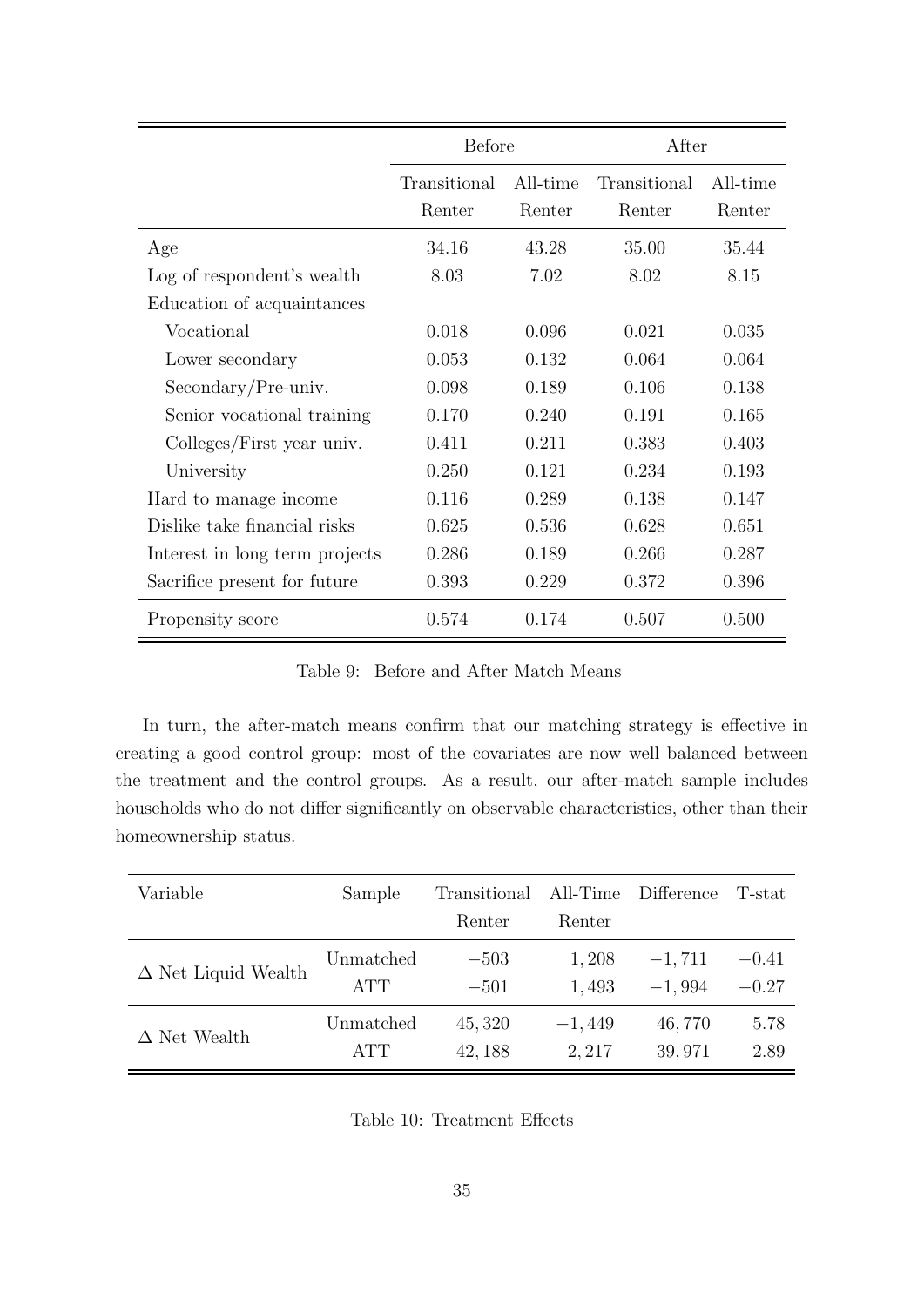| | Before | | After | |
|---|---|---|---|---|
| | Transitional Renter | All-time Renter | Transitional Renter | All-time Renter |
| Age | 34.16 | 43.28 | 35.00 | 35.44 |
| Log of respondent's wealth | 8.03 | 7.02 | 8.02 | 8.15 |
| Education of acquaintances | | | | |
| Vocational | 0.018 | 0.096 | 0.021 | 0.035 |
| Lower secondary | 0.053 | 0.132 | 0.064 | 0.064 |
| Secondary/Pre-univ. | 0.098 | 0.189 | 0.106 | 0.138 |
| Senior vocational training | 0.170 | 0.240 | 0.191 | 0.165 |
| Colleges/First year univ. | 0.411 | 0.211 | 0.383 | 0.403 |
| University | 0.250 | 0.121 | 0.234 | 0.193 |
| Hard to manage income | 0.116 | 0.289 | 0.138 | 0.147 |
| Dislike take financial risks | 0.625 | 0.536 | 0.628 | 0.651 |
| Interest in long term projects | 0.286 | 0.189 | 0.266 | 0.287 |
| Sacrifice present for future | 0.393 | 0.229 | 0.372 | 0.396 |
| Propensity score | 0.574 | 0.174 | 0.507 | 0.500 |

Table 9: Before and After Match Means

In turn, the after-match means confirm that our matching strategy is effective in creating a good control group: most of the covariates are now well balanced between the treatment and the control groups. As a result, our after-match sample includes households who do not differ significantly on observable characteristics, other than their homeownership status.

| Variable | Sample | Transitional Renter | All-Time Renter | Difference | T-stat |
|---|---|---|---|---|---|
| $\Delta$ Net Liquid Wealth | Unmatched | $-503$ | $1,208$ | $-1,711$ | $-0.41$ |
| | ATT | $-501$ | $1,493$ | $-1,994$ | $-0.27$ |
| $\Delta$ Net Wealth | Unmatched | $45,320$ | $-1,449$ | $46,770$ | $5.78$ |
| | ATT | $42,188$ | $2,217$ | $39,971$ | $2.89$ |

Table 10: Treatment Effects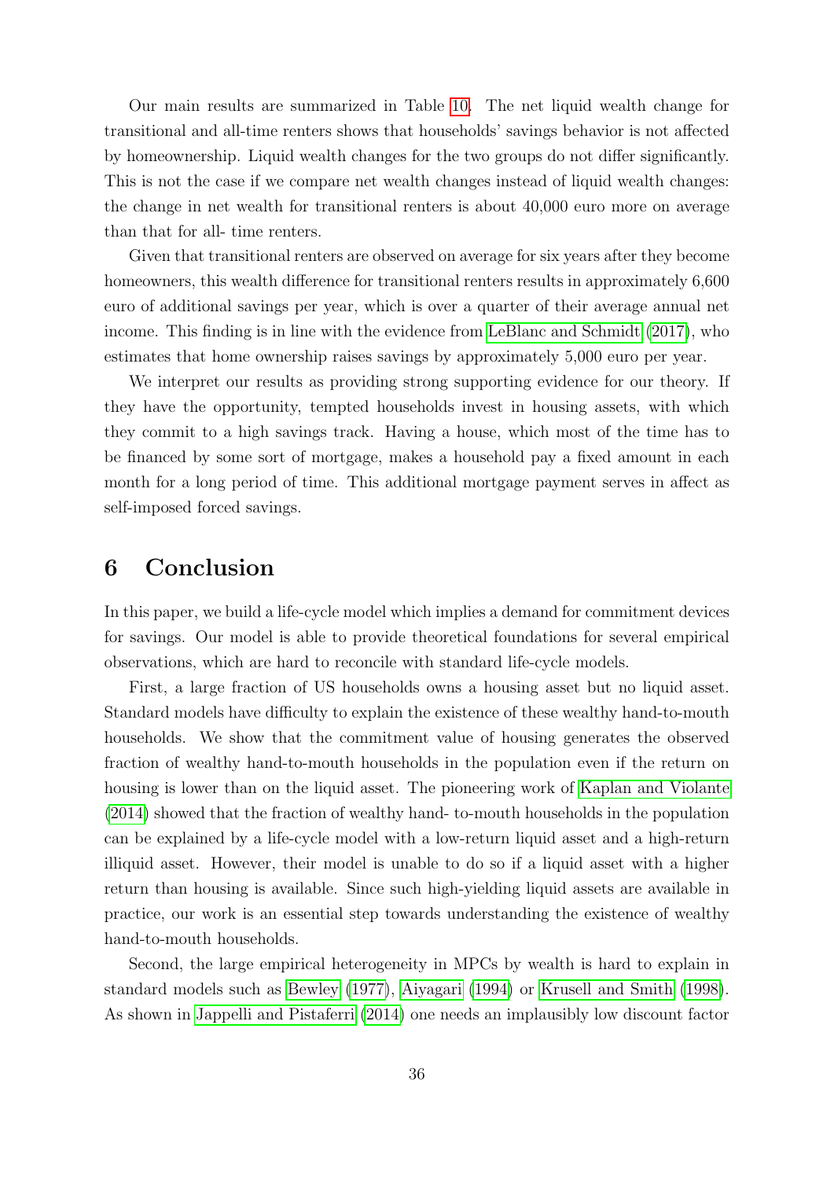Our main results are summarized in Table 10. The net liquid wealth change for transitional and all-time renters shows that households' savings behavior is not affected by homeownership. Liquid wealth changes for the two groups do not differ significantly. This is not the case if we compare net wealth changes instead of liquid wealth changes: the change in net wealth for transitional renters is about 40,000 euro more on average than that for all- time renters.

Given that transitional renters are observed on average for six years after they become homeowners, this wealth difference for transitional renters results in approximately 6,600 euro of additional savings per year, which is over a quarter of their average annual net income. This finding is in line with the evidence from LeBlanc and Schmidt (2017), who estimates that home ownership raises savings by approximately 5,000 euro per year.

We interpret our results as providing strong supporting evidence for our theory. If they have the opportunity, tempted households invest in housing assets, with which they commit to a high savings track. Having a house, which most of the time has to be financed by some sort of mortgage, makes a household pay a fixed amount in each month for a long period of time. This additional mortgage payment serves in affect as self-imposed forced savings.

# 6 Conclusion

In this paper, we build a life-cycle model which implies a demand for commitment devices for savings. Our model is able to provide theoretical foundations for several empirical observations, which are hard to reconcile with standard life-cycle models.

First, a large fraction of US households owns a housing asset but no liquid asset. Standard models have difficulty to explain the existence of these wealthy hand-to-mouth households. We show that the commitment value of housing generates the observed fraction of wealthy hand-to-mouth households in the population even if the return on housing is lower than on the liquid asset. The pioneering work of Kaplan and Violante (2014) showed that the fraction of wealthy hand- to-mouth households in the population can be explained by a life-cycle model with a low-return liquid asset and a high-return illiquid asset. However, their model is unable to do so if a liquid asset with a higher return than housing is available. Since such high-yielding liquid assets are available in practice, our work is an essential step towards understanding the existence of wealthy hand-to-mouth households.

Second, the large empirical heterogeneity in MPCs by wealth is hard to explain in standard models such as Bewley (1977), Aiyagari (1994) or Krusell and Smith (1998). As shown in Jappelli and Pistaferri (2014) one needs an implausibly low discount factor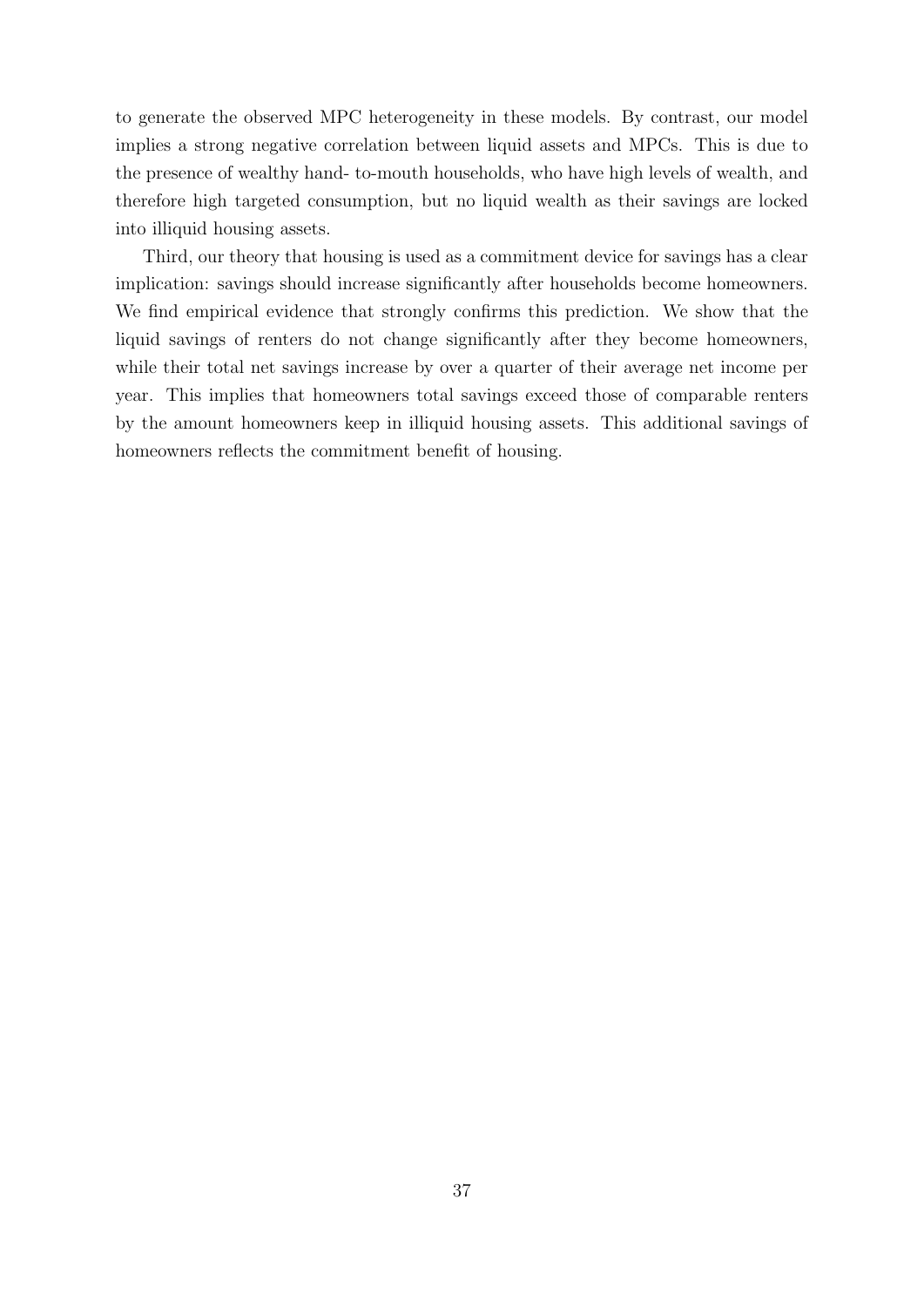to generate the observed MPC heterogeneity in these models. By contrast, our model implies a strong negative correlation between liquid assets and MPCs. This is due to the presence of wealthy hand- to-mouth households, who have high levels of wealth, and therefore high targeted consumption, but no liquid wealth as their savings are locked into illiquid housing assets.

Third, our theory that housing is used as a commitment device for savings has a clear implication: savings should increase significantly after households become homeowners. We find empirical evidence that strongly confirms this prediction. We show that the liquid savings of renters do not change significantly after they become homeowners, while their total net savings increase by over a quarter of their average net income per year. This implies that homeowners total savings exceed those of comparable renters by the amount homeowners keep in illiquid housing assets. This additional savings of homeowners reflects the commitment benefit of housing.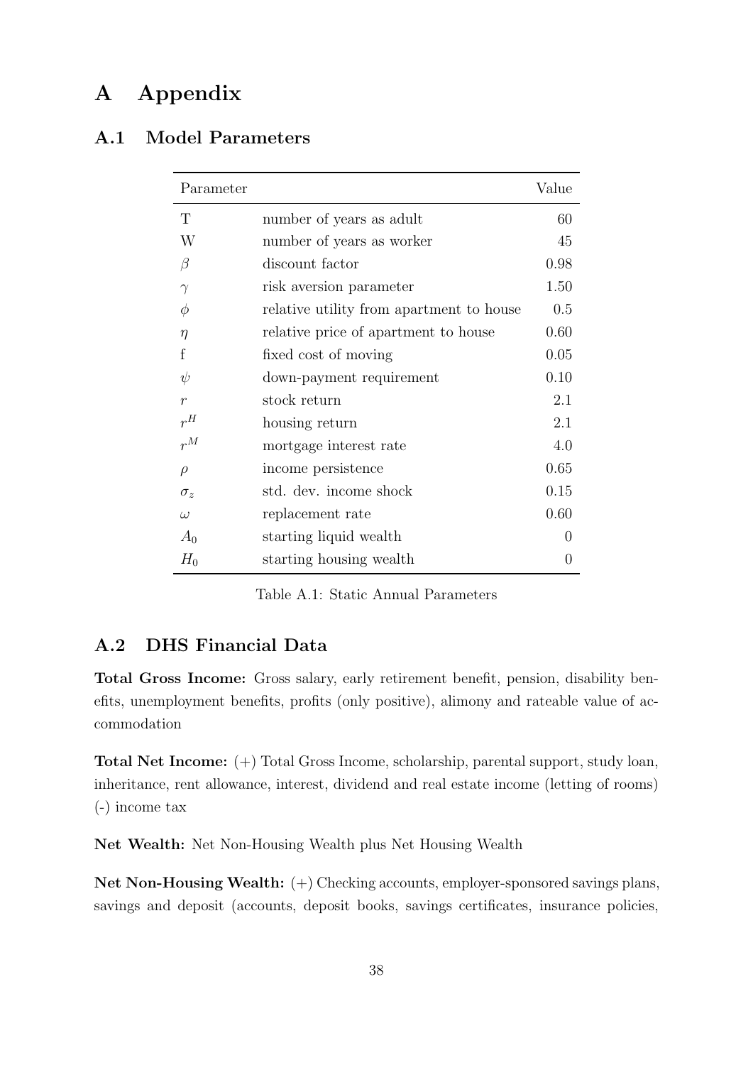# A Appendix

## A.1 Model Parameters

| Parameter | | Value |
|---|---|---|
| T | number of years as adult | 60 |
| W | number of years as worker | 45 |
| $\beta$ | discount factor | 0.98 |
| $\gamma$ | risk aversion parameter | 1.50 |
| $\phi$ | relative utility from apartment to house | 0.5 |
| $\eta$ | relative price of apartment to house | 0.60 |
| f | fixed cost of moving | 0.05 |
| $\psi$ | down-payment requirement | 0.10 |
| $r$ | stock return | 2.1 |
| $r^H$ | housing return | 2.1 |
| $r^M$ | mortgage interest rate | 4.0 |
| $\rho$ | income persistence | 0.65 |
| $\sigma_z$ | std. dev. income shock | 0.15 |
| $\omega$ | replacement rate | 0.60 |
| $A_0$ | starting liquid wealth | 0 |
| $H_0$ | starting housing wealth | 0 |

Table A.1: Static Annual Parameters

## A.2 DHS Financial Data

**Total Gross Income:** Gross salary, early retirement benefit, pension, disability benefits, unemployment benefits, profits (only positive), alimony and rateable value of accommodation

**Total Net Income:** (+) Total Gross Income, scholarship, parental support, study loan, inheritance, rent allowance, interest, dividend and real estate income (letting of rooms) (-) income tax

**Net Wealth:** Net Non-Housing Wealth plus Net Housing Wealth

**Net Non-Housing Wealth:** (+) Checking accounts, employer-sponsored savings plans, savings and deposit (accounts, deposit books, savings certificates, insurance policies,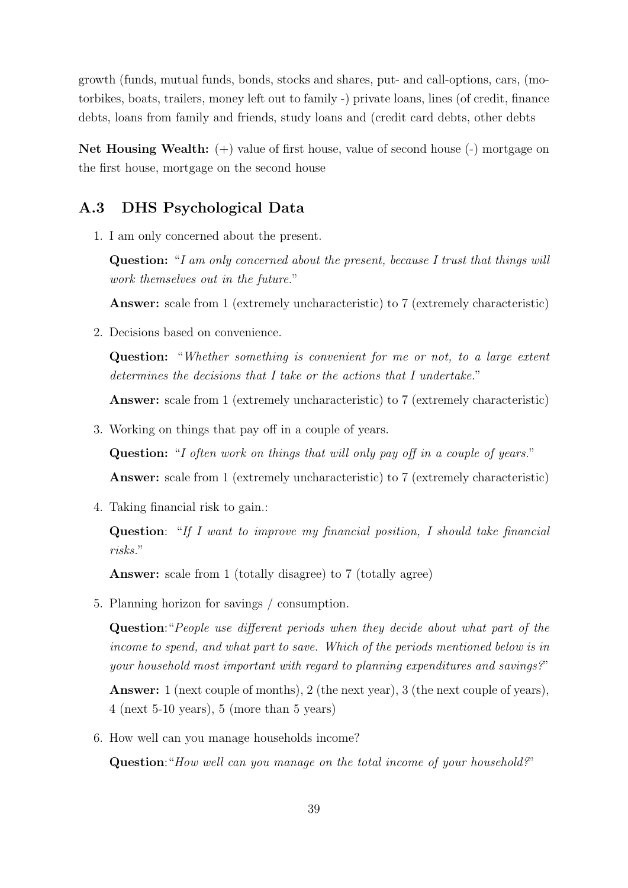growth (funds, mutual funds, bonds, stocks and shares, put- and call-options, cars, (motorbikes, boats, trailers, money left out to family -) private loans, lines (of credit, finance debts, loans from family and friends, study loans and (credit card debts, other debts

**Net Housing Wealth:** (+) value of first house, value of second house (-) mortgage on the first house, mortgage on the second house

## A.3 DHS Psychological Data

1. I am only concerned about the present.

   **Question:** "*I am only concerned about the present, because I trust that things will work themselves out in the future.*"

   **Answer:** scale from 1 (extremely uncharacteristic) to 7 (extremely characteristic)

2. Decisions based on convenience.

   **Question:** "*Whether something is convenient for me or not, to a large extent determines the decisions that I take or the actions that I undertake.*"

   **Answer:** scale from 1 (extremely uncharacteristic) to 7 (extremely characteristic)

3. Working on things that pay off in a couple of years.

   **Question:** "*I often work on things that will only pay off in a couple of years.*"

   **Answer:** scale from 1 (extremely uncharacteristic) to 7 (extremely characteristic)

4. Taking financial risk to gain.:

   **Question**: "*If I want to improve my financial position, I should take financial risks.*"

   **Answer:** scale from 1 (totally disagree) to 7 (totally agree)

5. Planning horizon for savings / consumption.

   **Question**:"*People use different periods when they decide about what part of the income to spend, and what part to save. Which of the periods mentioned below is in your household most important with regard to planning expenditures and savings?*"

   **Answer:** 1 (next couple of months), 2 (the next year), 3 (the next couple of years), 4 (next 5-10 years), 5 (more than 5 years)

6. How well can you manage households income?

   **Question**:"*How well can you manage on the total income of your household?*"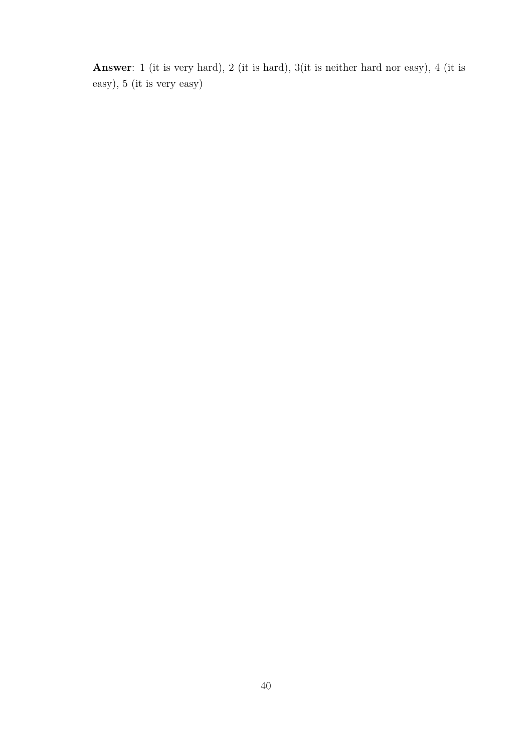**Answer**: 1 (it is very hard), 2 (it is hard), 3(it is neither hard nor easy), 4 (it is easy), 5 (it is very easy)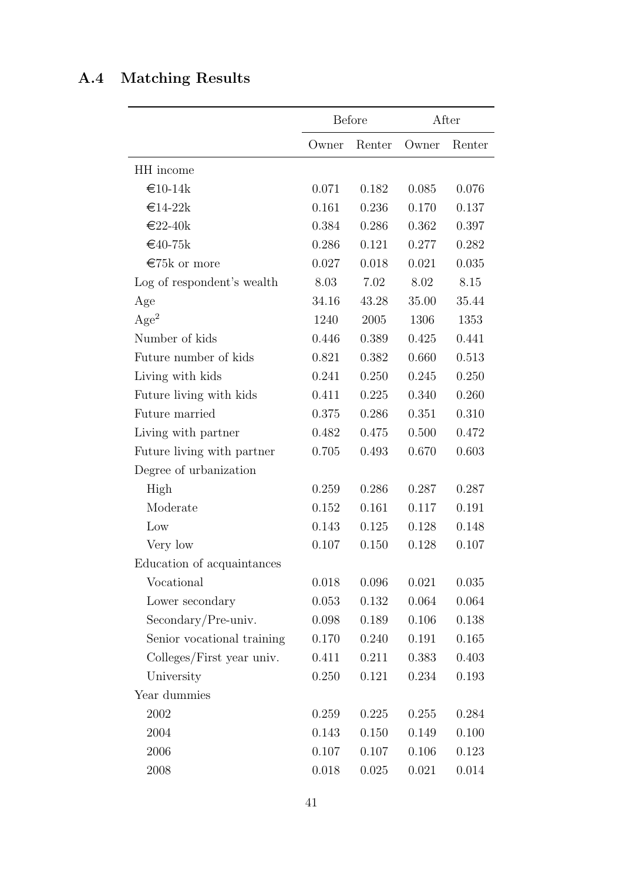## A.4 Matching Results

| | Before | | After | |
|---|---|---|---|---|
| | Owner | Renter | Owner | Renter |
| HH income | | | | |
| €10-14k | 0.071 | 0.182 | 0.085 | 0.076 |
| €14-22k | 0.161 | 0.236 | 0.170 | 0.137 |
| €22-40k | 0.384 | 0.286 | 0.362 | 0.397 |
| €40-75k | 0.286 | 0.121 | 0.277 | 0.282 |
| €75k or more | 0.027 | 0.018 | 0.021 | 0.035 |
| Log of respondent's wealth | 8.03 | 7.02 | 8.02 | 8.15 |
| Age | 34.16 | 43.28 | 35.00 | 35.44 |
| $\text{Age}^2$ | 1240 | 2005 | 1306 | 1353 |
| Number of kids | 0.446 | 0.389 | 0.425 | 0.441 |
| Future number of kids | 0.821 | 0.382 | 0.660 | 0.513 |
| Living with kids | 0.241 | 0.250 | 0.245 | 0.250 |
| Future living with kids | 0.411 | 0.225 | 0.340 | 0.260 |
| Future married | 0.375 | 0.286 | 0.351 | 0.310 |
| Living with partner | 0.482 | 0.475 | 0.500 | 0.472 |
| Future living with partner | 0.705 | 0.493 | 0.670 | 0.603 |
| Degree of urbanization | | | | |
| High | 0.259 | 0.286 | 0.287 | 0.287 |
| Moderate | 0.152 | 0.161 | 0.117 | 0.191 |
| Low | 0.143 | 0.125 | 0.128 | 0.148 |
| Very low | 0.107 | 0.150 | 0.128 | 0.107 |
| Education of acquaintances | | | | |
| Vocational | 0.018 | 0.096 | 0.021 | 0.035 |
| Lower secondary | 0.053 | 0.132 | 0.064 | 0.064 |
| Secondary/Pre-univ. | 0.098 | 0.189 | 0.106 | 0.138 |
| Senior vocational training | 0.170 | 0.240 | 0.191 | 0.165 |
| Colleges/First year univ. | 0.411 | 0.211 | 0.383 | 0.403 |
| University | 0.250 | 0.121 | 0.234 | 0.193 |
| Year dummies | | | | |
| 2002 | 0.259 | 0.225 | 0.255 | 0.284 |
| 2004 | 0.143 | 0.150 | 0.149 | 0.100 |
| 2006 | 0.107 | 0.107 | 0.106 | 0.123 |
| 2008 | 0.018 | 0.025 | 0.021 | 0.014 |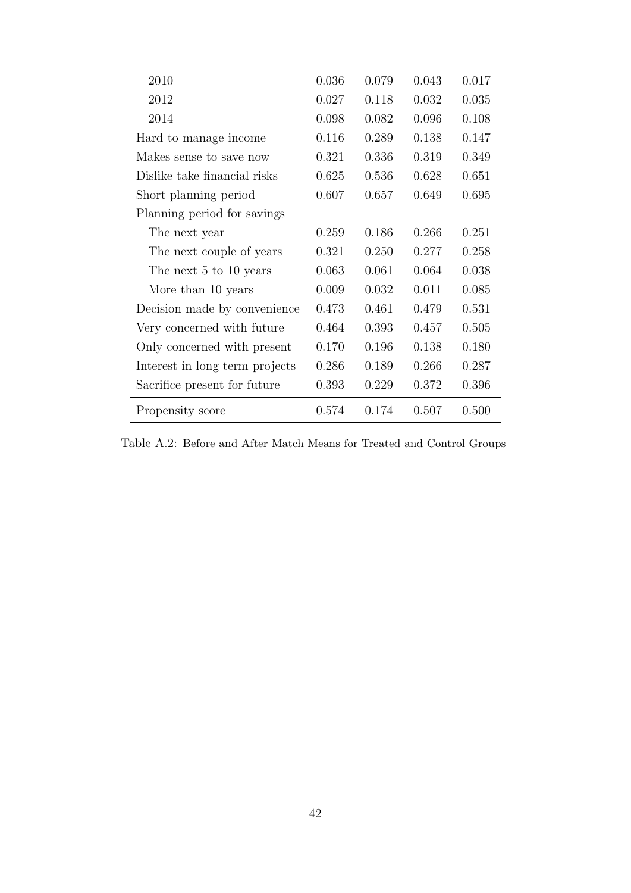| | | | | |
|---|---|---|---|---|
| 2010 | 0.036 | 0.079 | 0.043 | 0.017 |
| 2012 | 0.027 | 0.118 | 0.032 | 0.035 |
| 2014 | 0.098 | 0.082 | 0.096 | 0.108 |
| Hard to manage income | 0.116 | 0.289 | 0.138 | 0.147 |
| Makes sense to save now | 0.321 | 0.336 | 0.319 | 0.349 |
| Dislike take financial risks | 0.625 | 0.536 | 0.628 | 0.651 |
| Short planning period | 0.607 | 0.657 | 0.649 | 0.695 |
| Planning period for savings | | | | |
| The next year | 0.259 | 0.186 | 0.266 | 0.251 |
| The next couple of years | 0.321 | 0.250 | 0.277 | 0.258 |
| The next 5 to 10 years | 0.063 | 0.061 | 0.064 | 0.038 |
| More than 10 years | 0.009 | 0.032 | 0.011 | 0.085 |
| Decision made by convenience | 0.473 | 0.461 | 0.479 | 0.531 |
| Very concerned with future | 0.464 | 0.393 | 0.457 | 0.505 |
| Only concerned with present | 0.170 | 0.196 | 0.138 | 0.180 |
| Interest in long term projects | 0.286 | 0.189 | 0.266 | 0.287 |
| Sacrifice present for future | 0.393 | 0.229 | 0.372 | 0.396 |
| Propensity score | 0.574 | 0.174 | 0.507 | 0.500 |

Table A.2: Before and After Match Means for Treated and Control Groups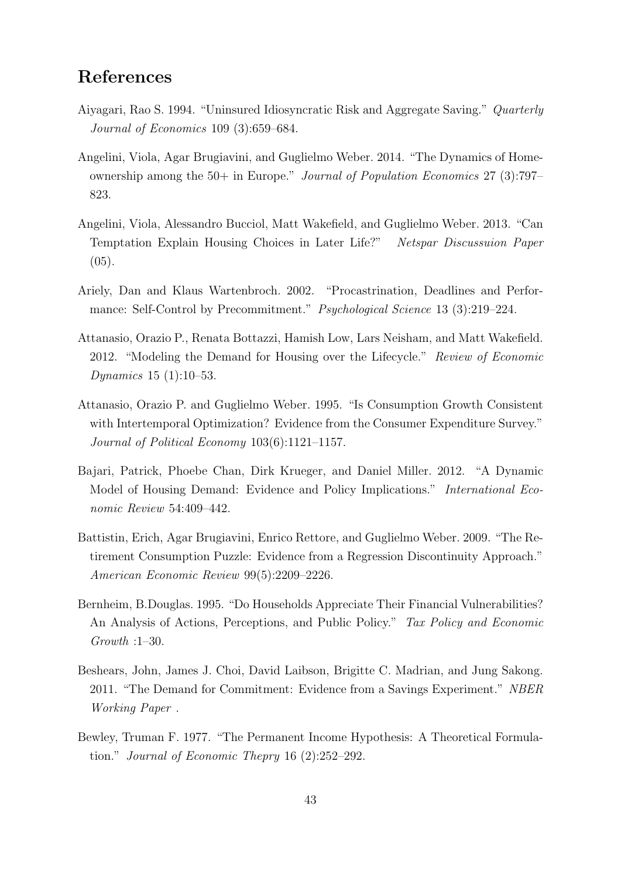## References

Aiyagari, Rao S. 1994. "Uninsured Idiosyncratic Risk and Aggregate Saving." *Quarterly Journal of Economics* 109 (3):659–684.

Angelini, Viola, Agar Brugiavini, and Guglielmo Weber. 2014. "The Dynamics of Homeownership among the 50+ in Europe." *Journal of Population Economics* 27 (3):797–823.

Angelini, Viola, Alessandro Bucciol, Matt Wakefield, and Guglielmo Weber. 2013. "Can Temptation Explain Housing Choices in Later Life?" *Netspar Discussuion Paper* (05).

Ariely, Dan and Klaus Wartenbroch. 2002. "Procastrination, Deadlines and Performance: Self-Control by Precommitment." *Psychological Science* 13 (3):219–224.

Attanasio, Orazio P., Renata Bottazzi, Hamish Low, Lars Neisham, and Matt Wakefield. 2012. "Modeling the Demand for Housing over the Lifecycle." *Review of Economic Dynamics* 15 (1):10–53.

Attanasio, Orazio P. and Guglielmo Weber. 1995. "Is Consumption Growth Consistent with Intertemporal Optimization? Evidence from the Consumer Expenditure Survey." *Journal of Political Economy* 103(6):1121–1157.

Bajari, Patrick, Phoebe Chan, Dirk Krueger, and Daniel Miller. 2012. "A Dynamic Model of Housing Demand: Evidence and Policy Implications." *International Economic Review* 54:409–442.

Battistin, Erich, Agar Brugiavini, Enrico Rettore, and Guglielmo Weber. 2009. "The Retirement Consumption Puzzle: Evidence from a Regression Discontinuity Approach." *American Economic Review* 99(5):2209–2226.

Bernheim, B.Douglas. 1995. "Do Households Appreciate Their Financial Vulnerabilities? An Analysis of Actions, Perceptions, and Public Policy." *Tax Policy and Economic Growth* :1–30.

Beshears, John, James J. Choi, David Laibson, Brigitte C. Madrian, and Jung Sakong. 2011. "The Demand for Commitment: Evidence from a Savings Experiment." *NBER Working Paper* .

Bewley, Truman F. 1977. "The Permanent Income Hypothesis: A Theoretical Formulation." *Journal of Economic Thepry* 16 (2):252–292.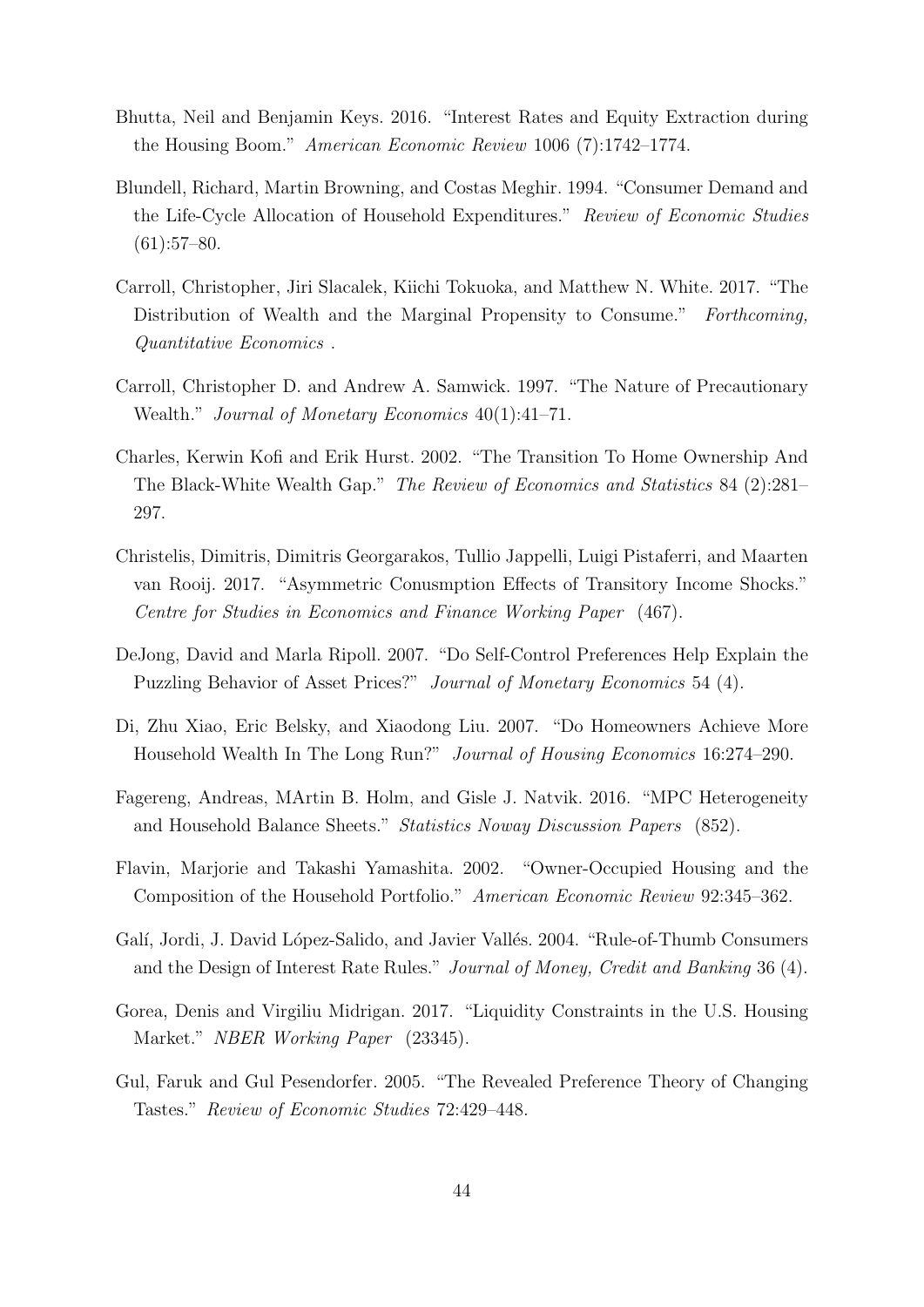Bhutta, Neil and Benjamin Keys. 2016. "Interest Rates and Equity Extraction during the Housing Boom." *American Economic Review* 1006 (7):1742–1774.

Blundell, Richard, Martin Browning, and Costas Meghir. 1994. "Consumer Demand and the Life-Cycle Allocation of Household Expenditures." *Review of Economic Studies* (61):57–80.

Carroll, Christopher, Jiri Slacalek, Kiichi Tokuoka, and Matthew N. White. 2017. "The Distribution of Wealth and the Marginal Propensity to Consume." *Forthcoming, Quantitative Economics* .

Carroll, Christopher D. and Andrew A. Samwick. 1997. "The Nature of Precautionary Wealth." *Journal of Monetary Economics* 40(1):41–71.

Charles, Kerwin Kofi and Erik Hurst. 2002. "The Transition To Home Ownership And The Black-White Wealth Gap." *The Review of Economics and Statistics* 84 (2):281–297.

Christelis, Dimitris, Dimitris Georgarakos, Tullio Jappelli, Luigi Pistaferri, and Maarten van Rooij. 2017. "Asymmetric Conusmption Effects of Transitory Income Shocks." *Centre for Studies in Economics and Finance Working Paper* (467).

DeJong, David and Marla Ripoll. 2007. "Do Self-Control Preferences Help Explain the Puzzling Behavior of Asset Prices?" *Journal of Monetary Economics* 54 (4).

Di, Zhu Xiao, Eric Belsky, and Xiaodong Liu. 2007. "Do Homeowners Achieve More Household Wealth In The Long Run?" *Journal of Housing Economics* 16:274–290.

Fagereng, Andreas, MArtin B. Holm, and Gisle J. Natvik. 2016. "MPC Heterogeneity and Household Balance Sheets." *Statistics Noway Discussion Papers* (852).

Flavin, Marjorie and Takashi Yamashita. 2002. "Owner-Occupied Housing and the Composition of the Household Portfolio." *American Economic Review* 92:345–362.

Galí, Jordi, J. David López-Salido, and Javier Vallés. 2004. "Rule-of-Thumb Consumers and the Design of Interest Rate Rules." *Journal of Money, Credit and Banking* 36 (4).

Gorea, Denis and Virgiliu Midrigan. 2017. "Liquidity Constraints in the U.S. Housing Market." *NBER Working Paper* (23345).

Gul, Faruk and Gul Pesendorfer. 2005. "The Revealed Preference Theory of Changing Tastes." *Review of Economic Studies* 72:429–448.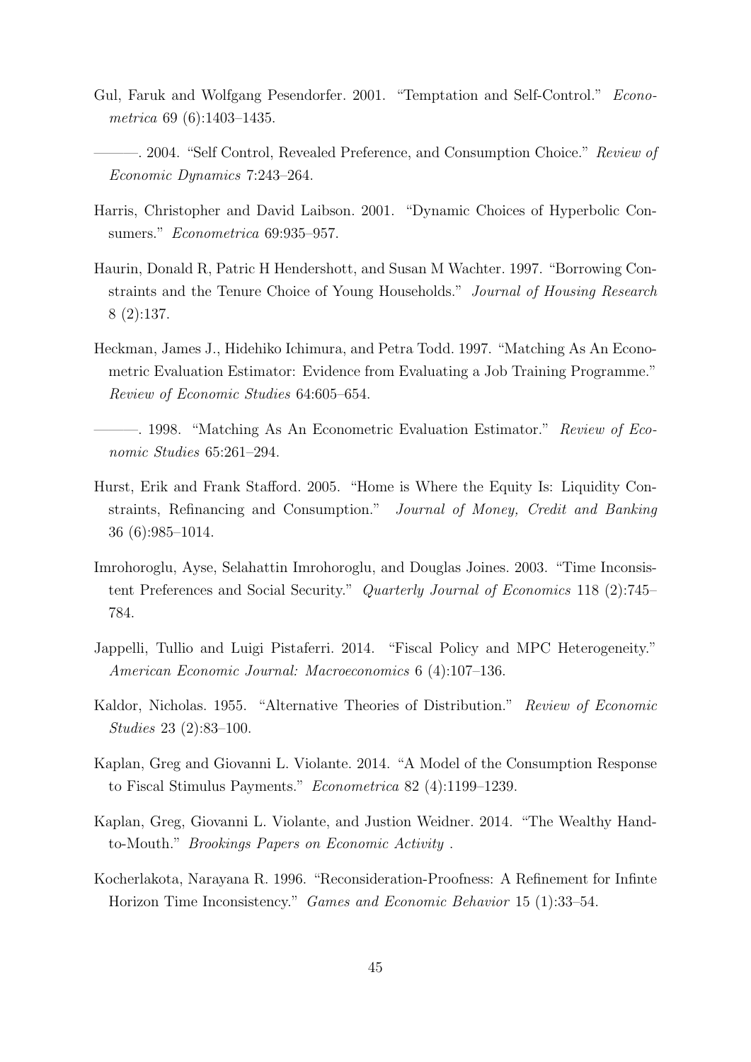Gul, Faruk and Wolfgang Pesendorfer. 2001. "Temptation and Self-Control." *Econometrica* 69 (6):1403–1435.

———. 2004. "Self Control, Revealed Preference, and Consumption Choice." *Review of Economic Dynamics* 7:243–264.

Harris, Christopher and David Laibson. 2001. "Dynamic Choices of Hyperbolic Consumers." *Econometrica* 69:935–957.

Haurin, Donald R, Patric H Hendershott, and Susan M Wachter. 1997. "Borrowing Constraints and the Tenure Choice of Young Households." *Journal of Housing Research* 8 (2):137.

Heckman, James J., Hidehiko Ichimura, and Petra Todd. 1997. "Matching As An Econometric Evaluation Estimator: Evidence from Evaluating a Job Training Programme." *Review of Economic Studies* 64:605–654.

———. 1998. "Matching As An Econometric Evaluation Estimator." *Review of Economic Studies* 65:261–294.

Hurst, Erik and Frank Stafford. 2005. "Home is Where the Equity Is: Liquidity Constraints, Refinancing and Consumption." *Journal of Money, Credit and Banking* 36 (6):985–1014.

Imrohoroglu, Ayse, Selahattin Imrohoroglu, and Douglas Joines. 2003. "Time Inconsistent Preferences and Social Security." *Quarterly Journal of Economics* 118 (2):745–784.

Jappelli, Tullio and Luigi Pistaferri. 2014. "Fiscal Policy and MPC Heterogeneity." *American Economic Journal: Macroeconomics* 6 (4):107–136.

Kaldor, Nicholas. 1955. "Alternative Theories of Distribution." *Review of Economic Studies* 23 (2):83–100.

Kaplan, Greg and Giovanni L. Violante. 2014. "A Model of the Consumption Response to Fiscal Stimulus Payments." *Econometrica* 82 (4):1199–1239.

Kaplan, Greg, Giovanni L. Violante, and Justion Weidner. 2014. "The Wealthy Hand-to-Mouth." *Brookings Papers on Economic Activity* .

Kocherlakota, Narayana R. 1996. "Reconsideration-Proofness: A Refinement for Infinte Horizon Time Inconsistency." *Games and Economic Behavior* 15 (1):33–54.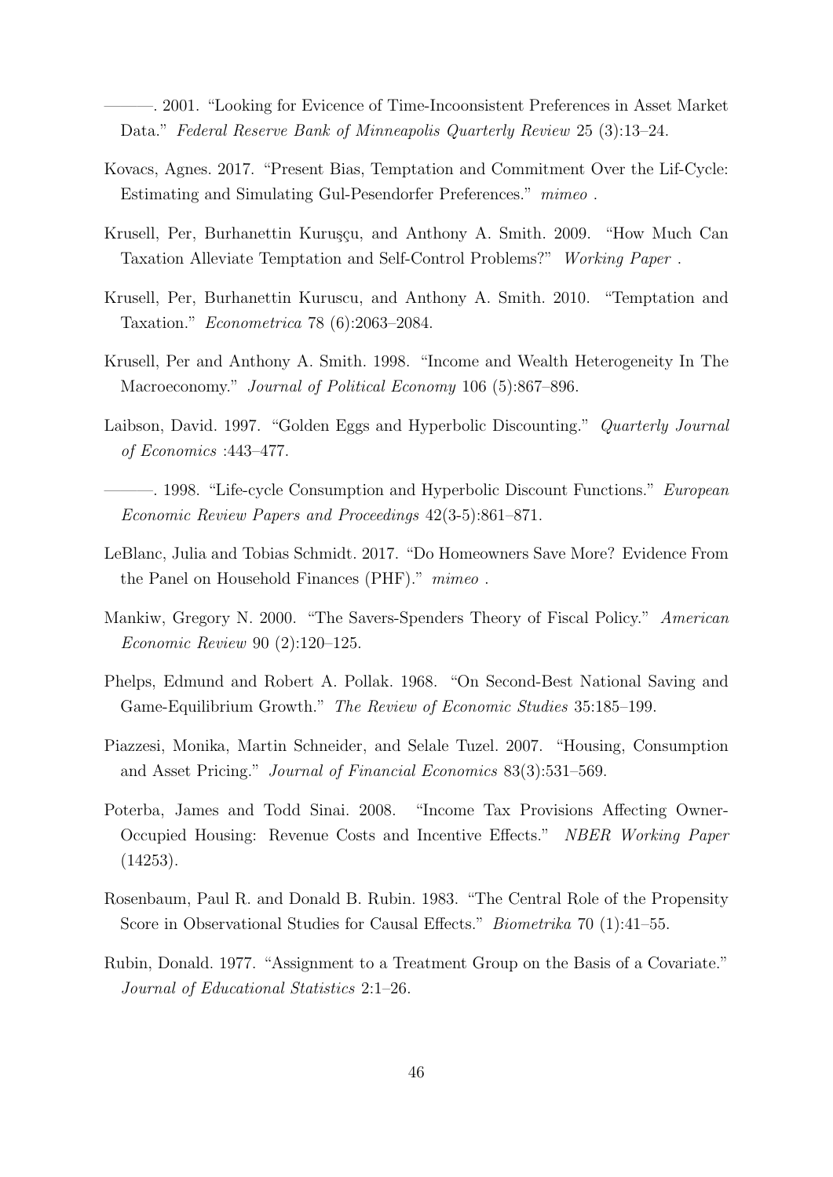———. 2001. "Looking for Evicence of Time-Incoonsistent Preferences in Asset Market Data." *Federal Reserve Bank of Minneapolis Quarterly Review* 25 (3):13–24.

Kovacs, Agnes. 2017. "Present Bias, Temptation and Commitment Over the Lif-Cycle: Estimating and Simulating Gul-Pesendorfer Preferences." *mimeo* .

Krusell, Per, Burhanettin Kuruşçu, and Anthony A. Smith. 2009. "How Much Can Taxation Alleviate Temptation and Self-Control Problems?" *Working Paper* .

Krusell, Per, Burhanettin Kuruscu, and Anthony A. Smith. 2010. "Temptation and Taxation." *Econometrica* 78 (6):2063–2084.

Krusell, Per and Anthony A. Smith. 1998. "Income and Wealth Heterogeneity In The Macroeconomy." *Journal of Political Economy* 106 (5):867–896.

Laibson, David. 1997. "Golden Eggs and Hyperbolic Discounting." *Quarterly Journal of Economics* :443–477.

———. 1998. "Life-cycle Consumption and Hyperbolic Discount Functions." *European Economic Review Papers and Proceedings* 42(3-5):861–871.

LeBlanc, Julia and Tobias Schmidt. 2017. "Do Homeowners Save More? Evidence From the Panel on Household Finances (PHF)." *mimeo* .

Mankiw, Gregory N. 2000. "The Savers-Spenders Theory of Fiscal Policy." *American Economic Review* 90 (2):120–125.

Phelps, Edmund and Robert A. Pollak. 1968. "On Second-Best National Saving and Game-Equilibrium Growth." *The Review of Economic Studies* 35:185–199.

Piazzesi, Monika, Martin Schneider, and Selale Tuzel. 2007. "Housing, Consumption and Asset Pricing." *Journal of Financial Economics* 83(3):531–569.

Poterba, James and Todd Sinai. 2008. "Income Tax Provisions Affecting Owner-Occupied Housing: Revenue Costs and Incentive Effects." *NBER Working Paper* (14253).

Rosenbaum, Paul R. and Donald B. Rubin. 1983. "The Central Role of the Propensity Score in Observational Studies for Causal Effects." *Biometrika* 70 (1):41–55.

Rubin, Donald. 1977. "Assignment to a Treatment Group on the Basis of a Covariate." *Journal of Educational Statistics* 2:1–26.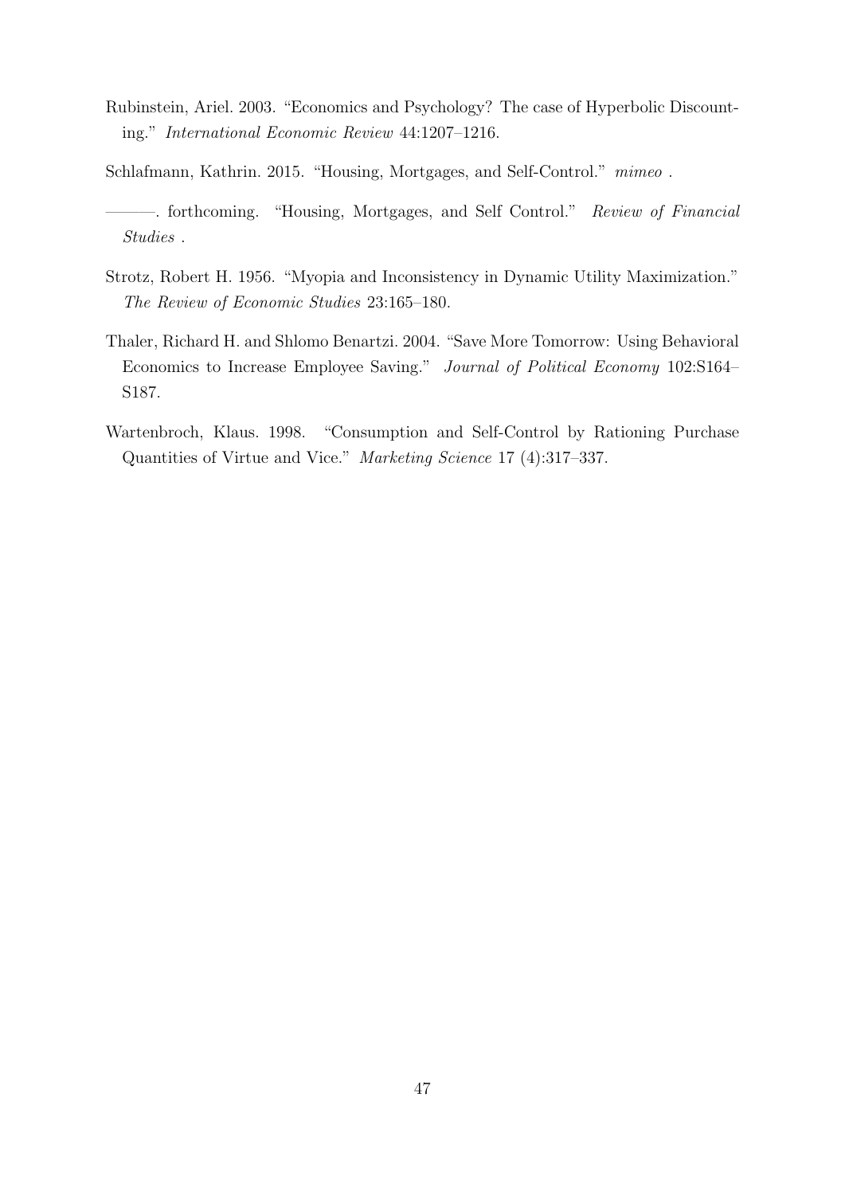Rubinstein, Ariel. 2003. "Economics and Psychology? The case of Hyperbolic Discounting." *International Economic Review* 44:1207–1216.

Schlafmann, Kathrin. 2015. "Housing, Mortgages, and Self-Control." *mimeo* .

———. forthcoming. "Housing, Mortgages, and Self Control." *Review of Financial Studies* .

Strotz, Robert H. 1956. "Myopia and Inconsistency in Dynamic Utility Maximization." *The Review of Economic Studies* 23:165–180.

Thaler, Richard H. and Shlomo Benartzi. 2004. "Save More Tomorrow: Using Behavioral Economics to Increase Employee Saving." *Journal of Political Economy* 102:S164–S187.

Wartenbroch, Klaus. 1998. "Consumption and Self-Control by Rationing Purchase Quantities of Virtue and Vice." *Marketing Science* 17 (4):317–337.